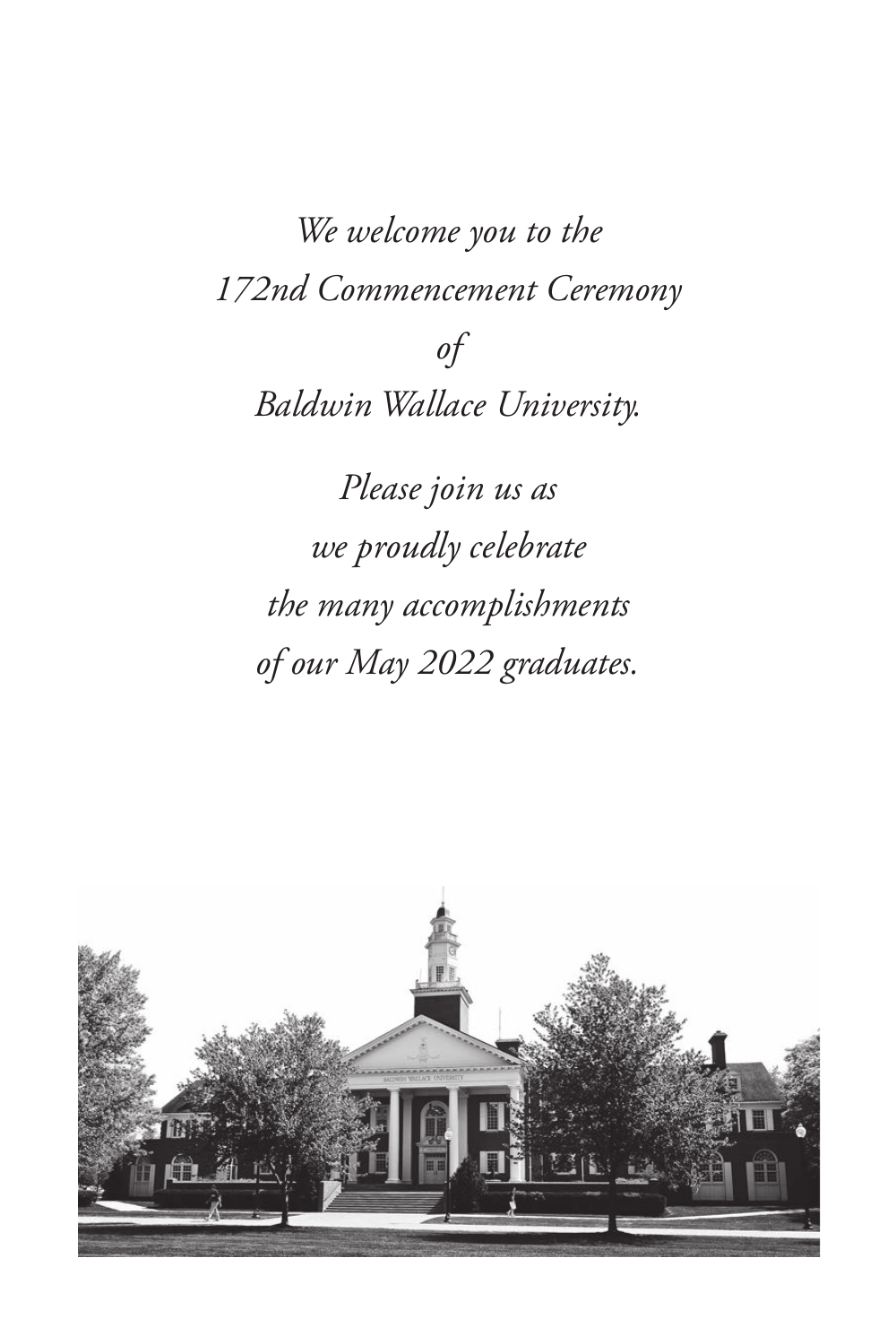*We welcome you to the*
*172nd Commencement Ceremony*
*of*
*Baldwin Wallace University.*

*Please join us as*
*we proudly celebrate*
*the many accomplishments*
*of our May 2022 graduates.*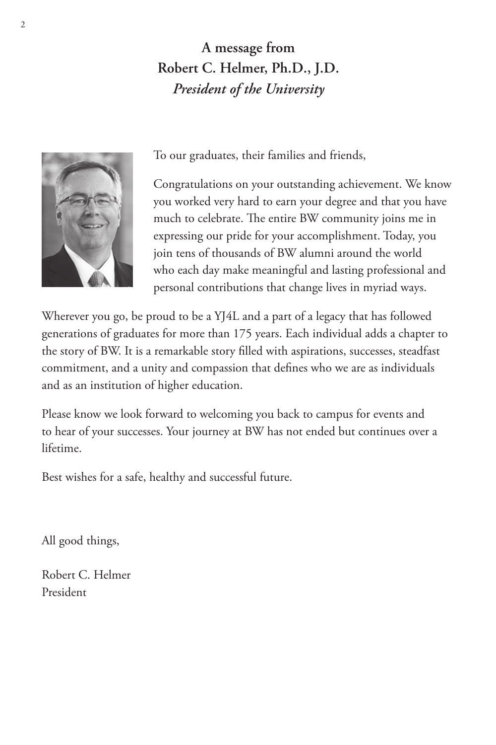## A message from Robert C. Helmer, Ph.D., J.D.
### *President of the University*

To our graduates, their families and friends,

Congratulations on your outstanding achievement. We know you worked very hard to earn your degree and that you have much to celebrate. The entire BW community joins me in expressing our pride for your accomplishment. Today, you join tens of thousands of BW alumni around the world who each day make meaningful and lasting professional and personal contributions that change lives in myriad ways.

Wherever you go, be proud to be a YJ4L and a part of a legacy that has followed generations of graduates for more than 175 years. Each individual adds a chapter to the story of BW. It is a remarkable story filled with aspirations, successes, steadfast commitment, and a unity and compassion that defines who we are as individuals and as an institution of higher education.

Please know we look forward to welcoming you back to campus for events and to hear of your successes. Your journey at BW has not ended but continues over a lifetime.

Best wishes for a safe, healthy and successful future.

All good things,

Robert C. Helmer
President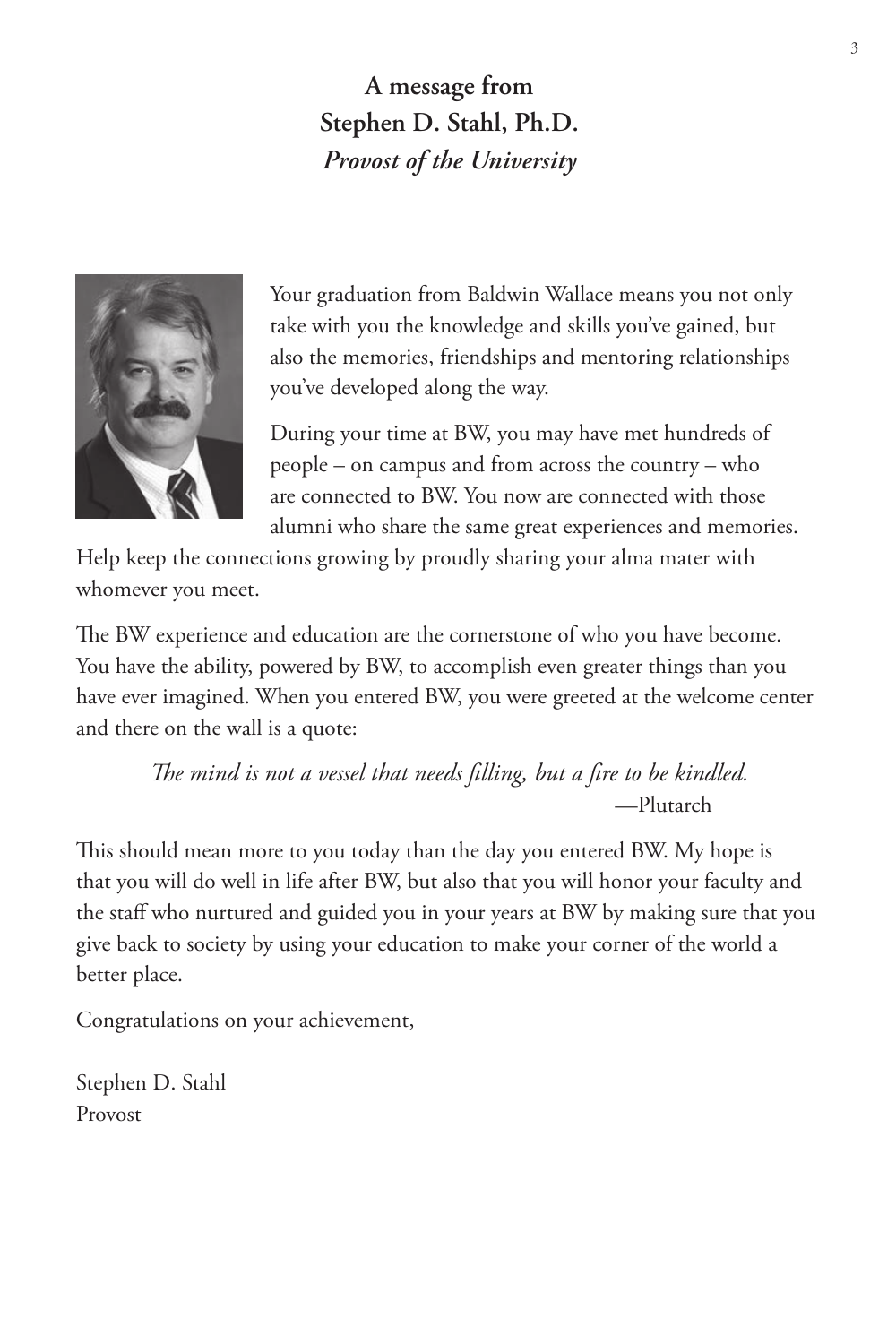## A message from Stephen D. Stahl, Ph.D.
### *Provost of the University*

Your graduation from Baldwin Wallace means you not only take with you the knowledge and skills you've gained, but also the memories, friendships and mentoring relationships you've developed along the way.

During your time at BW, you may have met hundreds of people – on campus and from across the country – who are connected to BW. You now are connected with those alumni who share the same great experiences and memories. Help keep the connections growing by proudly sharing your alma mater with whomever you meet.

The BW experience and education are the cornerstone of who you have become. You have the ability, powered by BW, to accomplish even greater things than you have ever imagined. When you entered BW, you were greeted at the welcome center and there on the wall is a quote:

> *The mind is not a vessel that needs filling, but a fire to be kindled.*
> —Plutarch

This should mean more to you today than the day you entered BW. My hope is that you will do well in life after BW, but also that you will honor your faculty and the staff who nurtured and guided you in your years at BW by making sure that you give back to society by using your education to make your corner of the world a better place.

Congratulations on your achievement,

Stephen D. Stahl
Provost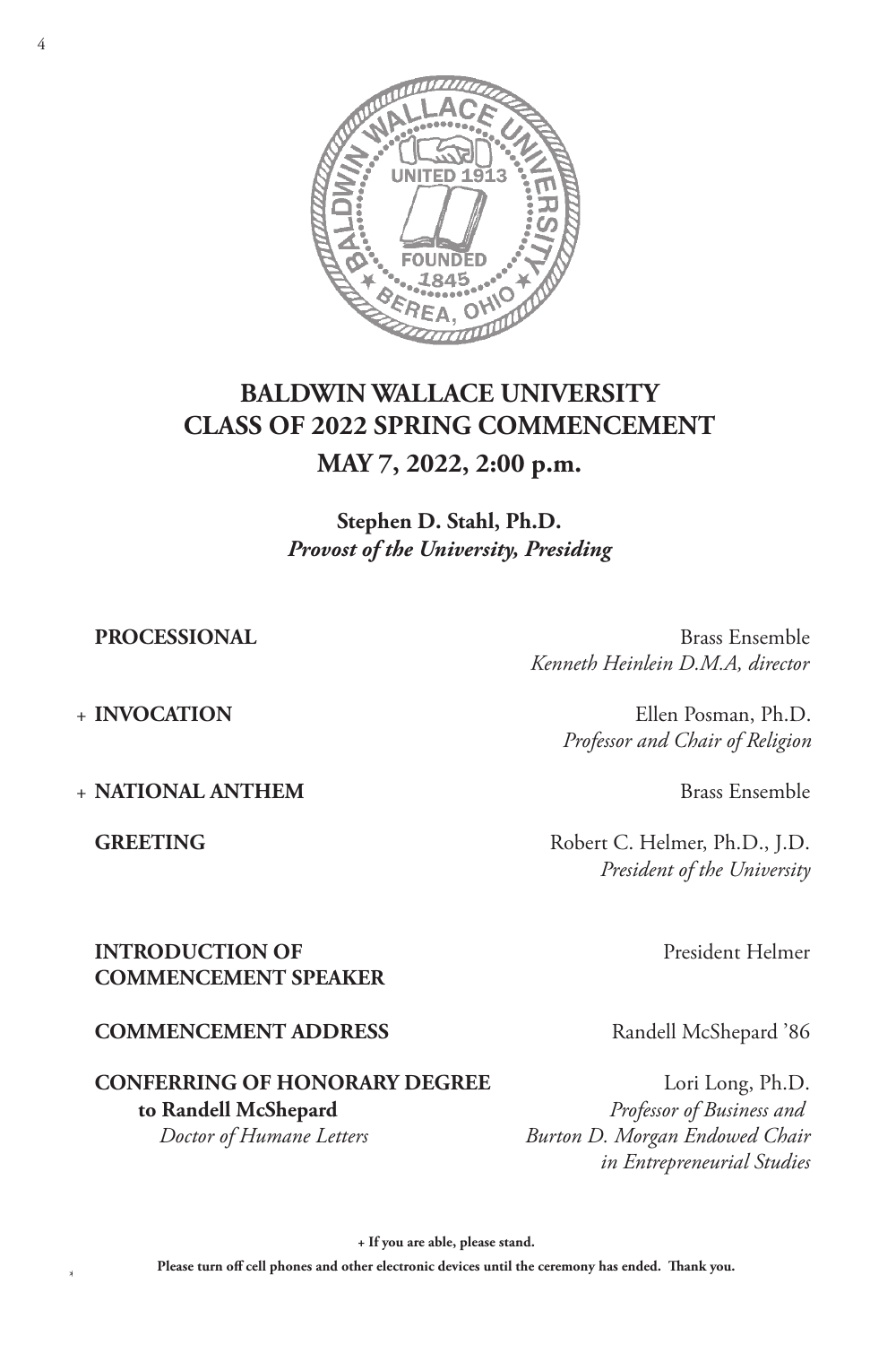# BALDWIN WALLACE UNIVERSITY
# CLASS OF 2022 SPRING COMMENCEMENT
## MAY 7, 2022, 2:00 p.m.

**Stephen D. Stahl, Ph.D.**
***Provost of the University, Presiding***

**PROCESSIONAL** — Brass Ensemble
*Kenneth Heinlein D.M.A, director*

+ **INVOCATION** — Ellen Posman, Ph.D.
*Professor and Chair of Religion*

+ **NATIONAL ANTHEM** — Brass Ensemble

**GREETING** — Robert C. Helmer, Ph.D., J.D.
*President of the University*

**INTRODUCTION OF COMMENCEMENT SPEAKER** — President Helmer

**COMMENCEMENT ADDRESS** — Randell McShepard '86

**CONFERRING OF HONORARY DEGREE**
**to Randell McShepard**
*Doctor of Humane Letters*
— Lori Long, Ph.D.
*Professor of Business and Burton D. Morgan Endowed Chair in Entrepreneurial Studies*

**+ If you are able, please stand.**

**Please turn off cell phones and other electronic devices until the ceremony has ended. Thank you.**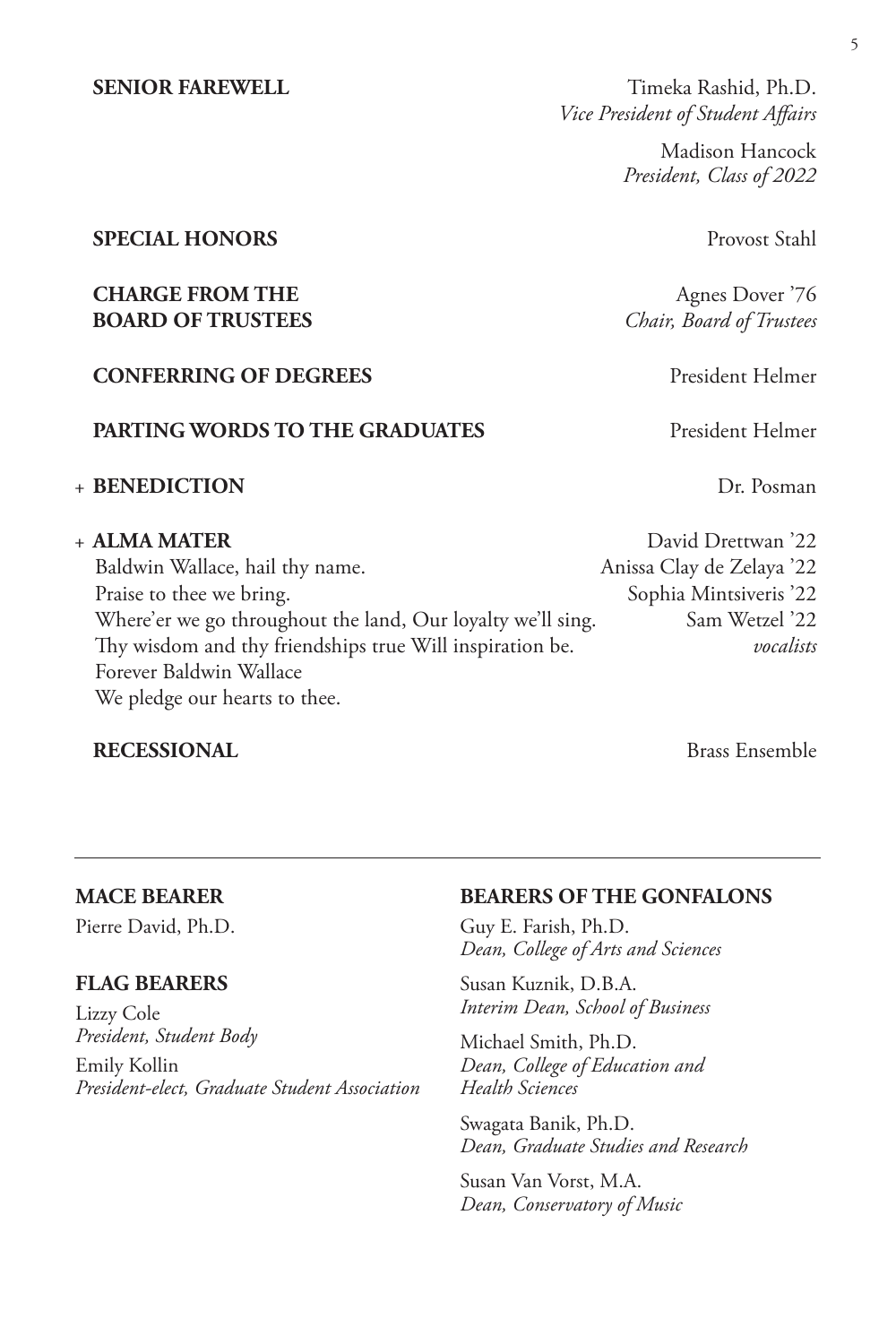**SENIOR FAREWELL** — Timeka Rashid, Ph.D.
*Vice President of Student Affairs*

Madison Hancock
*President, Class of 2022*

**SPECIAL HONORS** — Provost Stahl

**CHARGE FROM THE BOARD OF TRUSTEES** — Agnes Dover '76
*Chair, Board of Trustees*

**CONFERRING OF DEGREES** — President Helmer

**PARTING WORDS TO THE GRADUATES** — President Helmer

+ **BENEDICTION** — Dr. Posman

+ **ALMA MATER** — David Drettwan '22, Anissa Clay de Zelaya '22, Sophia Mintsiveris '22, Sam Wetzel '22, *vocalists*

Baldwin Wallace, hail thy name.
Praise to thee we bring.
Where'er we go throughout the land, Our loyalty we'll sing.
Thy wisdom and thy friendships true Will inspiration be.
Forever Baldwin Wallace
We pledge our hearts to thee.

**RECESSIONAL** — Brass Ensemble

---

**MACE BEARER**

Pierre David, Ph.D.

**FLAG BEARERS**

Lizzy Cole
*President, Student Body*

Emily Kollin
*President-elect, Graduate Student Association*

**BEARERS OF THE GONFALONS**

Guy E. Farish, Ph.D.
*Dean, College of Arts and Sciences*

Susan Kuznik, D.B.A.
*Interim Dean, School of Business*

Michael Smith, Ph.D.
*Dean, College of Education and Health Sciences*

Swagata Banik, Ph.D.
*Dean, Graduate Studies and Research*

Susan Van Vorst, M.A.
*Dean, Conservatory of Music*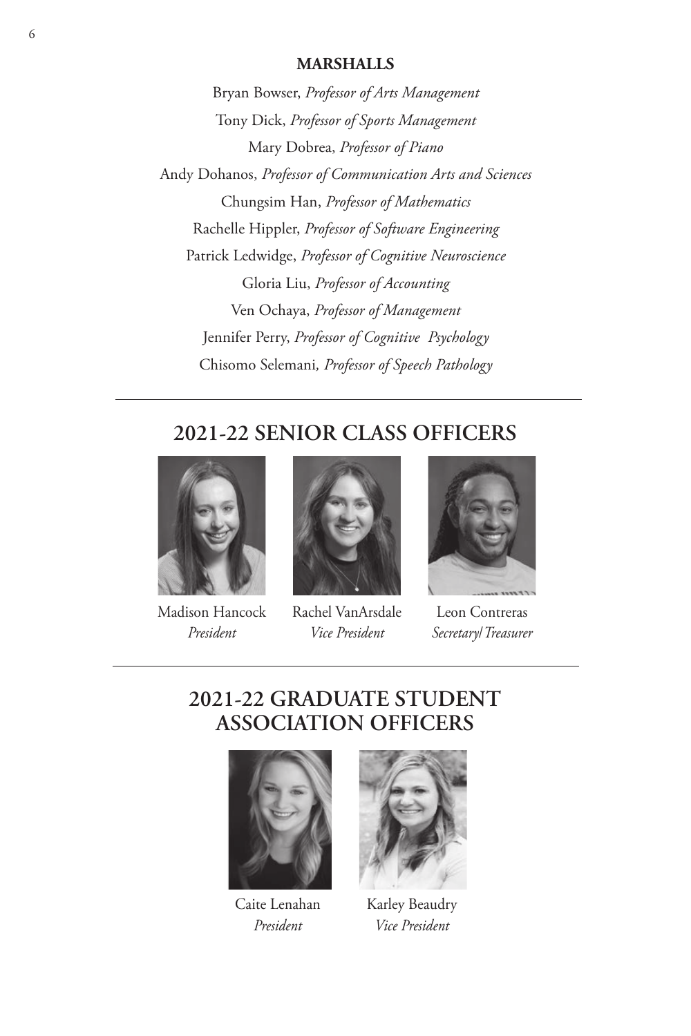**MARSHALLS**

Bryan Bowser, *Professor of Arts Management*

Tony Dick, *Professor of Sports Management*

Mary Dobrea, *Professor of Piano*

Andy Dohanos, *Professor of Communication Arts and Sciences*

Chungsim Han, *Professor of Mathematics*

Rachelle Hippler, *Professor of Software Engineering*

Patrick Ledwidge, *Professor of Cognitive Neuroscience*

Gloria Liu, *Professor of Accounting*

Ven Ochaya, *Professor of Management*

Jennifer Perry, *Professor of Cognitive Psychology*

Chisomo Selemani, *Professor of Speech Pathology*

---

## 2021-22 SENIOR CLASS OFFICERS

Madison Hancock
*President*

Rachel VanArsdale
*Vice President*

Leon Contreras
*Secretary/Treasurer*

---

## 2021-22 GRADUATE STUDENT ASSOCIATION OFFICERS

Caite Lenahan
*President*

Karley Beaudry
*Vice President*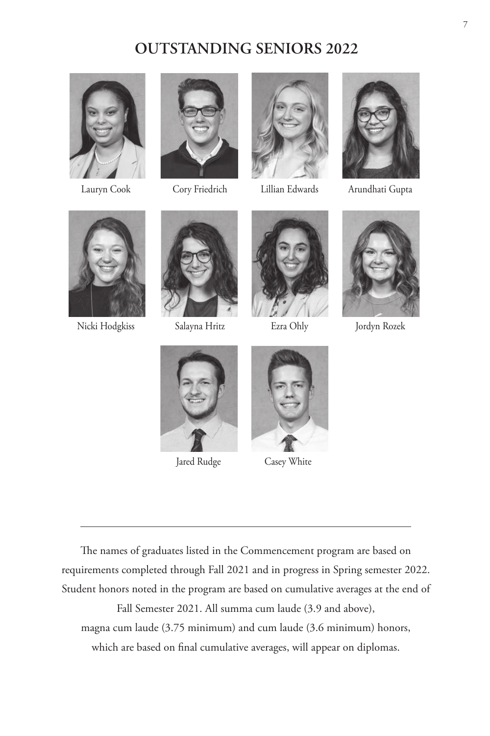# OUTSTANDING SENIORS 2022

Lauryn Cook

Cory Friedrich

Lillian Edwards

Arundhati Gupta

Nicki Hodgkiss

Salayna Hritz

Ezra Ohly

Jordyn Rozek

Jared Rudge

Casey White

---

The names of graduates listed in the Commencement program are based on requirements completed through Fall 2021 and in progress in Spring semester 2022. Student honors noted in the program are based on cumulative averages at the end of Fall Semester 2021. All summa cum laude (3.9 and above), magna cum laude (3.75 minimum) and cum laude (3.6 minimum) honors, which are based on final cumulative averages, will appear on diplomas.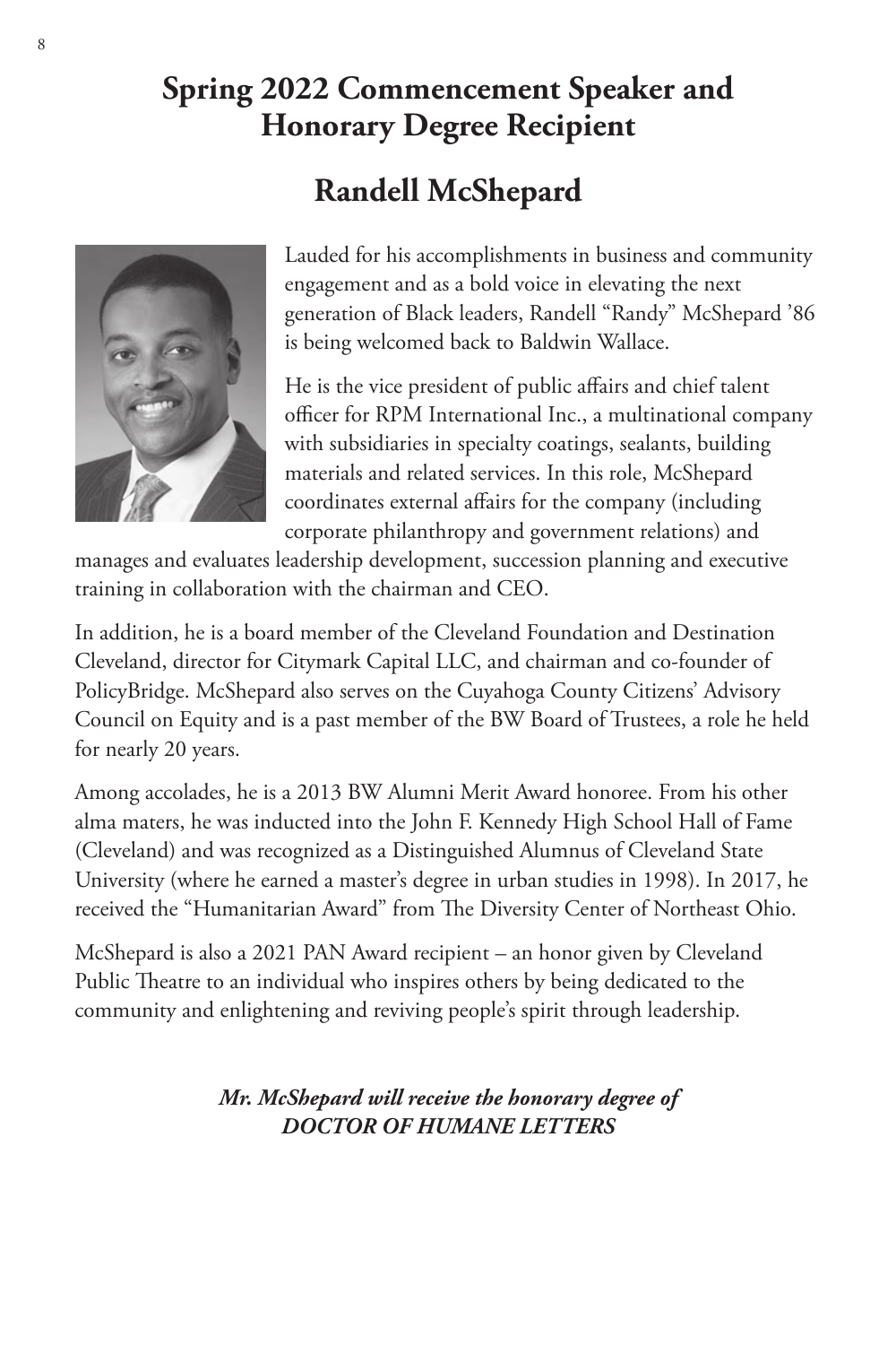# Spring 2022 Commencement Speaker and Honorary Degree Recipient

## Randell McShepard

Lauded for his accomplishments in business and community engagement and as a bold voice in elevating the next generation of Black leaders, Randell "Randy" McShepard '86 is being welcomed back to Baldwin Wallace.

He is the vice president of public affairs and chief talent officer for RPM International Inc., a multinational company with subsidiaries in specialty coatings, sealants, building materials and related services. In this role, McShepard coordinates external affairs for the company (including corporate philanthropy and government relations) and manages and evaluates leadership development, succession planning and executive training in collaboration with the chairman and CEO.

In addition, he is a board member of the Cleveland Foundation and Destination Cleveland, director for Citymark Capital LLC, and chairman and co-founder of PolicyBridge. McShepard also serves on the Cuyahoga County Citizens' Advisory Council on Equity and is a past member of the BW Board of Trustees, a role he held for nearly 20 years.

Among accolades, he is a 2013 BW Alumni Merit Award honoree. From his other alma maters, he was inducted into the John F. Kennedy High School Hall of Fame (Cleveland) and was recognized as a Distinguished Alumnus of Cleveland State University (where he earned a master's degree in urban studies in 1998). In 2017, he received the "Humanitarian Award" from The Diversity Center of Northeast Ohio.

McShepard is also a 2021 PAN Award recipient – an honor given by Cleveland Public Theatre to an individual who inspires others by being dedicated to the community and enlightening and reviving people's spirit through leadership.

***Mr. McShepard will receive the honorary degree of DOCTOR OF HUMANE LETTERS***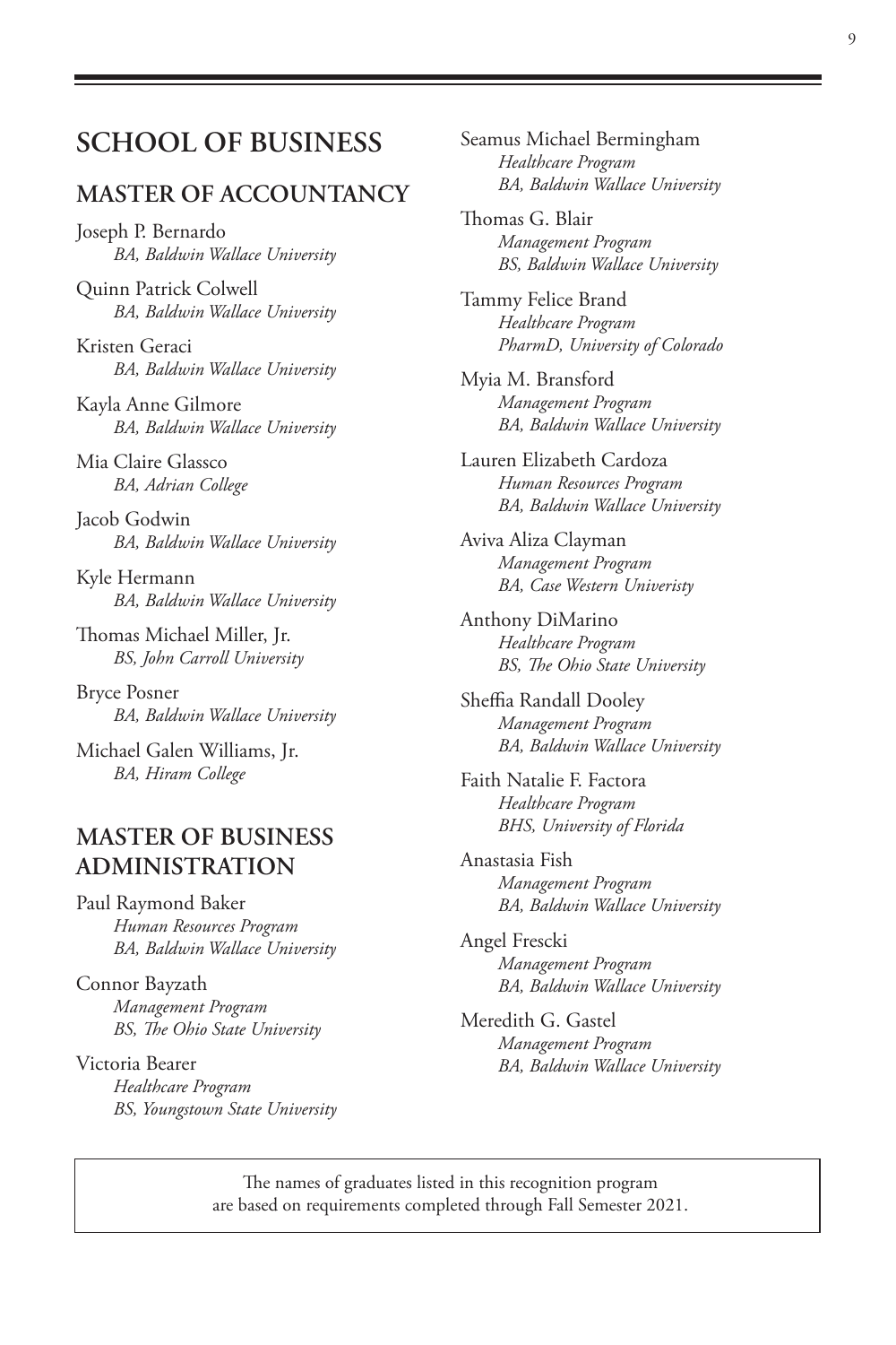# SCHOOL OF BUSINESS

## MASTER OF ACCOUNTANCY

Joseph P. Bernardo
*BA, Baldwin Wallace University*

Quinn Patrick Colwell
*BA, Baldwin Wallace University*

Kristen Geraci
*BA, Baldwin Wallace University*

Kayla Anne Gilmore
*BA, Baldwin Wallace University*

Mia Claire Glassco
*BA, Adrian College*

Jacob Godwin
*BA, Baldwin Wallace University*

Kyle Hermann
*BA, Baldwin Wallace University*

Thomas Michael Miller, Jr.
*BS, John Carroll University*

Bryce Posner
*BA, Baldwin Wallace University*

Michael Galen Williams, Jr.
*BA, Hiram College*

## MASTER OF BUSINESS ADMINISTRATION

Paul Raymond Baker
*Human Resources Program*
*BA, Baldwin Wallace University*

Connor Bayzath
*Management Program*
*BS, The Ohio State University*

Victoria Bearer
*Healthcare Program*
*BS, Youngstown State University*

Seamus Michael Bermingham
*Healthcare Program*
*BA, Baldwin Wallace University*

Thomas G. Blair
*Management Program*
*BS, Baldwin Wallace University*

Tammy Felice Brand
*Healthcare Program*
*PharmD, University of Colorado*

Myia M. Bransford
*Management Program*
*BA, Baldwin Wallace University*

Lauren Elizabeth Cardoza
*Human Resources Program*
*BA, Baldwin Wallace University*

Aviva Aliza Clayman
*Management Program*
*BA, Case Western Univeristy*

Anthony DiMarino
*Healthcare Program*
*BS, The Ohio State University*

Sheffia Randall Dooley
*Management Program*
*BA, Baldwin Wallace University*

Faith Natalie F. Factora
*Healthcare Program*
*BHS, University of Florida*

Anastasia Fish
*Management Program*
*BA, Baldwin Wallace University*

Angel Frescki
*Management Program*
*BA, Baldwin Wallace University*

Meredith G. Gastel
*Management Program*
*BA, Baldwin Wallace University*

The names of graduates listed in this recognition program are based on requirements completed through Fall Semester 2021.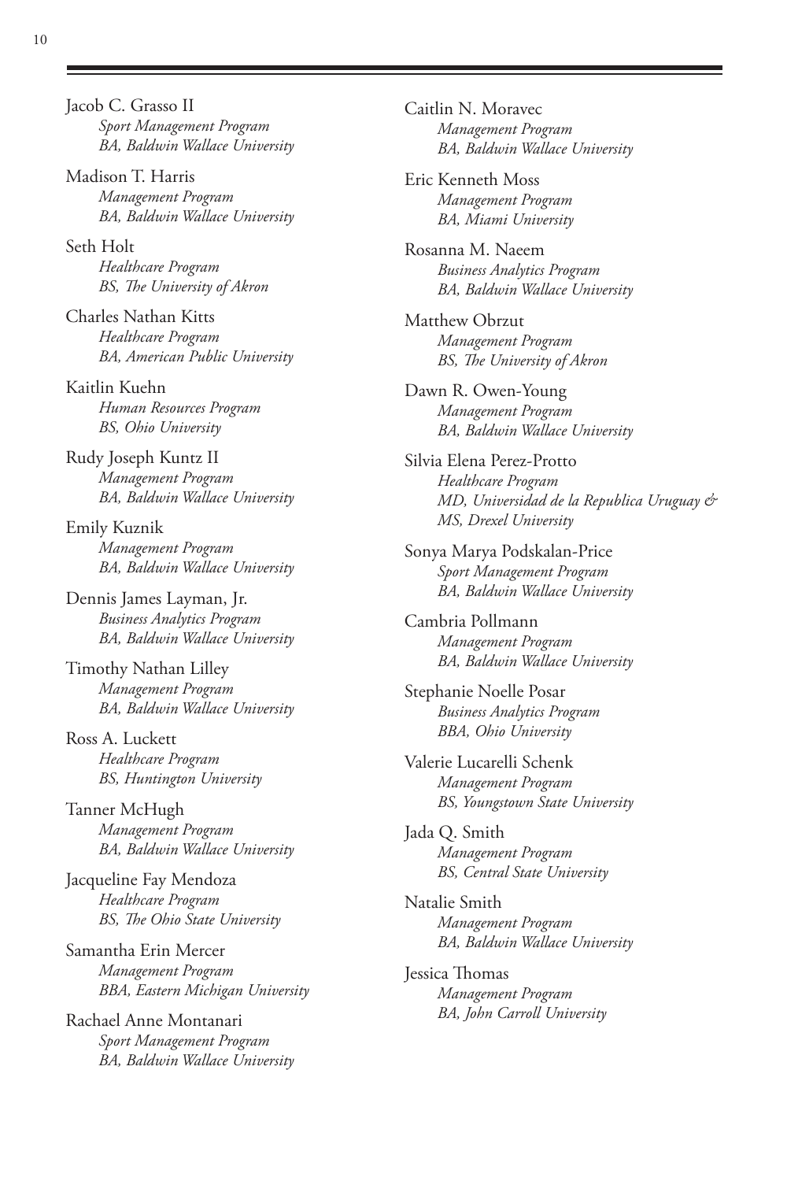Jacob C. Grasso II
*Sport Management Program*
*BA, Baldwin Wallace University*

Madison T. Harris
*Management Program*
*BA, Baldwin Wallace University*

Seth Holt
*Healthcare Program*
*BS, The University of Akron*

Charles Nathan Kitts
*Healthcare Program*
*BA, American Public University*

Kaitlin Kuehn
*Human Resources Program*
*BS, Ohio University*

Rudy Joseph Kuntz II
*Management Program*
*BA, Baldwin Wallace University*

Emily Kuznik
*Management Program*
*BA, Baldwin Wallace University*

Dennis James Layman, Jr.
*Business Analytics Program*
*BA, Baldwin Wallace University*

Timothy Nathan Lilley
*Management Program*
*BA, Baldwin Wallace University*

Ross A. Luckett
*Healthcare Program*
*BS, Huntington University*

Tanner McHugh
*Management Program*
*BA, Baldwin Wallace University*

Jacqueline Fay Mendoza
*Healthcare Program*
*BS, The Ohio State University*

Samantha Erin Mercer
*Management Program*
*BBA, Eastern Michigan University*

Rachael Anne Montanari
*Sport Management Program*
*BA, Baldwin Wallace University*

Caitlin N. Moravec
*Management Program*
*BA, Baldwin Wallace University*

Eric Kenneth Moss
*Management Program*
*BA, Miami University*

Rosanna M. Naeem
*Business Analytics Program*
*BA, Baldwin Wallace University*

Matthew Obrzut
*Management Program*
*BS, The University of Akron*

Dawn R. Owen-Young
*Management Program*
*BA, Baldwin Wallace University*

Silvia Elena Perez-Protto
*Healthcare Program*
*MD, Universidad de la Republica Uruguay &*
*MS, Drexel University*

Sonya Marya Podskalan-Price
*Sport Management Program*
*BA, Baldwin Wallace University*

Cambria Pollmann
*Management Program*
*BA, Baldwin Wallace University*

Stephanie Noelle Posar
*Business Analytics Program*
*BBA, Ohio University*

Valerie Lucarelli Schenk
*Management Program*
*BS, Youngstown State University*

Jada Q. Smith
*Management Program*
*BS, Central State University*

Natalie Smith
*Management Program*
*BA, Baldwin Wallace University*

Jessica Thomas
*Management Program*
*BA, John Carroll University*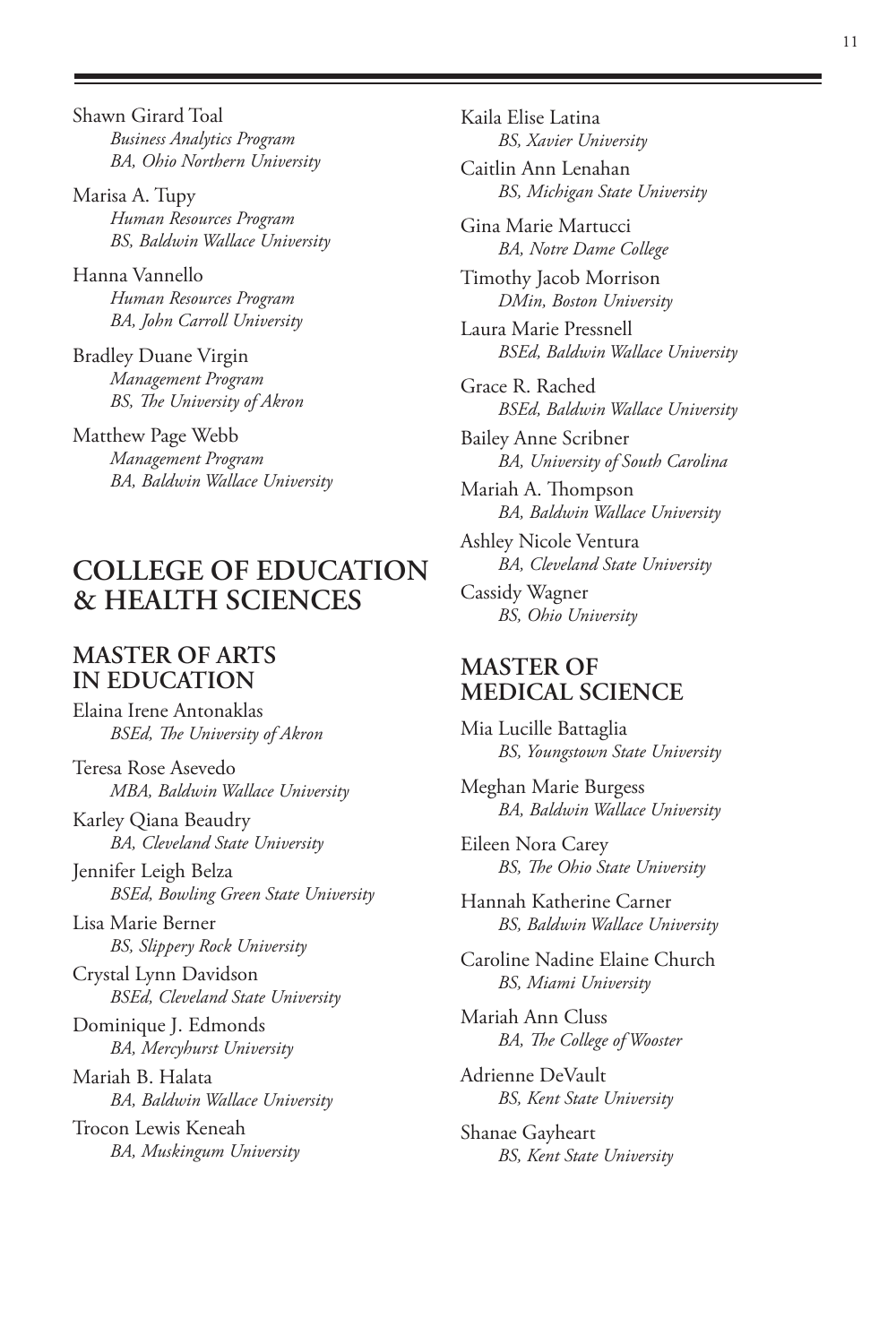Shawn Girard Toal
*Business Analytics Program*
*BA, Ohio Northern University*

Marisa A. Tupy
*Human Resources Program*
*BS, Baldwin Wallace University*

Hanna Vannello
*Human Resources Program*
*BA, John Carroll University*

Bradley Duane Virgin
*Management Program*
*BS, The University of Akron*

Matthew Page Webb
*Management Program*
*BA, Baldwin Wallace University*

# COLLEGE OF EDUCATION & HEALTH SCIENCES

## MASTER OF ARTS IN EDUCATION

Elaina Irene Antonaklas
*BSEd, The University of Akron*

Teresa Rose Asevedo
*MBA, Baldwin Wallace University*

Karley Qiana Beaudry
*BA, Cleveland State University*

Jennifer Leigh Belza
*BSEd, Bowling Green State University*

Lisa Marie Berner
*BS, Slippery Rock University*

Crystal Lynn Davidson
*BSEd, Cleveland State University*

Dominique J. Edmonds
*BA, Mercyhurst University*

Mariah B. Halata
*BA, Baldwin Wallace University*

Trocon Lewis Keneah
*BA, Muskingum University*

Kaila Elise Latina
*BS, Xavier University*

Caitlin Ann Lenahan
*BS, Michigan State University*

Gina Marie Martucci
*BA, Notre Dame College*

Timothy Jacob Morrison
*DMin, Boston University*

Laura Marie Pressnell
*BSEd, Baldwin Wallace University*

Grace R. Rached
*BSEd, Baldwin Wallace University*

Bailey Anne Scribner
*BA, University of South Carolina*

Mariah A. Thompson
*BA, Baldwin Wallace University*

Ashley Nicole Ventura
*BA, Cleveland State University*

Cassidy Wagner
*BS, Ohio University*

## MASTER OF MEDICAL SCIENCE

Mia Lucille Battaglia
*BS, Youngstown State University*

Meghan Marie Burgess
*BA, Baldwin Wallace University*

Eileen Nora Carey
*BS, The Ohio State University*

Hannah Katherine Carner
*BS, Baldwin Wallace University*

Caroline Nadine Elaine Church
*BS, Miami University*

Mariah Ann Cluss
*BA, The College of Wooster*

Adrienne DeVault
*BS, Kent State University*

Shanae Gayheart
*BS, Kent State University*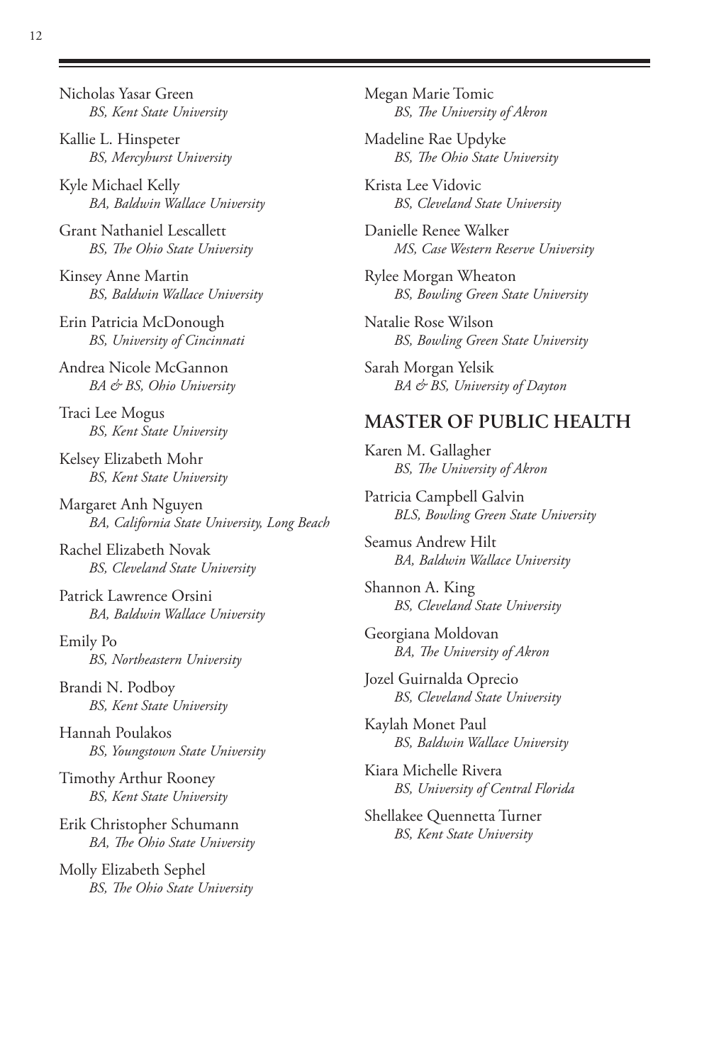Nicholas Yasar Green
*BS, Kent State University*

Kallie L. Hinspeter
*BS, Mercyhurst University*

Kyle Michael Kelly
*BA, Baldwin Wallace University*

Grant Nathaniel Lescallett
*BS, The Ohio State University*

Kinsey Anne Martin
*BS, Baldwin Wallace University*

Erin Patricia McDonough
*BS, University of Cincinnati*

Andrea Nicole McGannon
*BA & BS, Ohio University*

Traci Lee Mogus
*BS, Kent State University*

Kelsey Elizabeth Mohr
*BS, Kent State University*

Margaret Anh Nguyen
*BA, California State University, Long Beach*

Rachel Elizabeth Novak
*BS, Cleveland State University*

Patrick Lawrence Orsini
*BA, Baldwin Wallace University*

Emily Po
*BS, Northeastern University*

Brandi N. Podboy
*BS, Kent State University*

Hannah Poulakos
*BS, Youngstown State University*

Timothy Arthur Rooney
*BS, Kent State University*

Erik Christopher Schumann
*BA, The Ohio State University*

Molly Elizabeth Sephel
*BS, The Ohio State University*

Megan Marie Tomic
*BS, The University of Akron*

Madeline Rae Updyke
*BS, The Ohio State University*

Krista Lee Vidovic
*BS, Cleveland State University*

Danielle Renee Walker
*MS, Case Western Reserve University*

Rylee Morgan Wheaton
*BS, Bowling Green State University*

Natalie Rose Wilson
*BS, Bowling Green State University*

Sarah Morgan Yelsik
*BA & BS, University of Dayton*

## MASTER OF PUBLIC HEALTH

Karen M. Gallagher
*BS, The University of Akron*

Patricia Campbell Galvin
*BLS, Bowling Green State University*

Seamus Andrew Hilt
*BA, Baldwin Wallace University*

Shannon A. King
*BS, Cleveland State University*

Georgiana Moldovan
*BA, The University of Akron*

Jozel Guirnalda Oprecio
*BS, Cleveland State University*

Kaylah Monet Paul
*BS, Baldwin Wallace University*

Kiara Michelle Rivera
*BS, University of Central Florida*

Shellakee Quennetta Turner
*BS, Kent State University*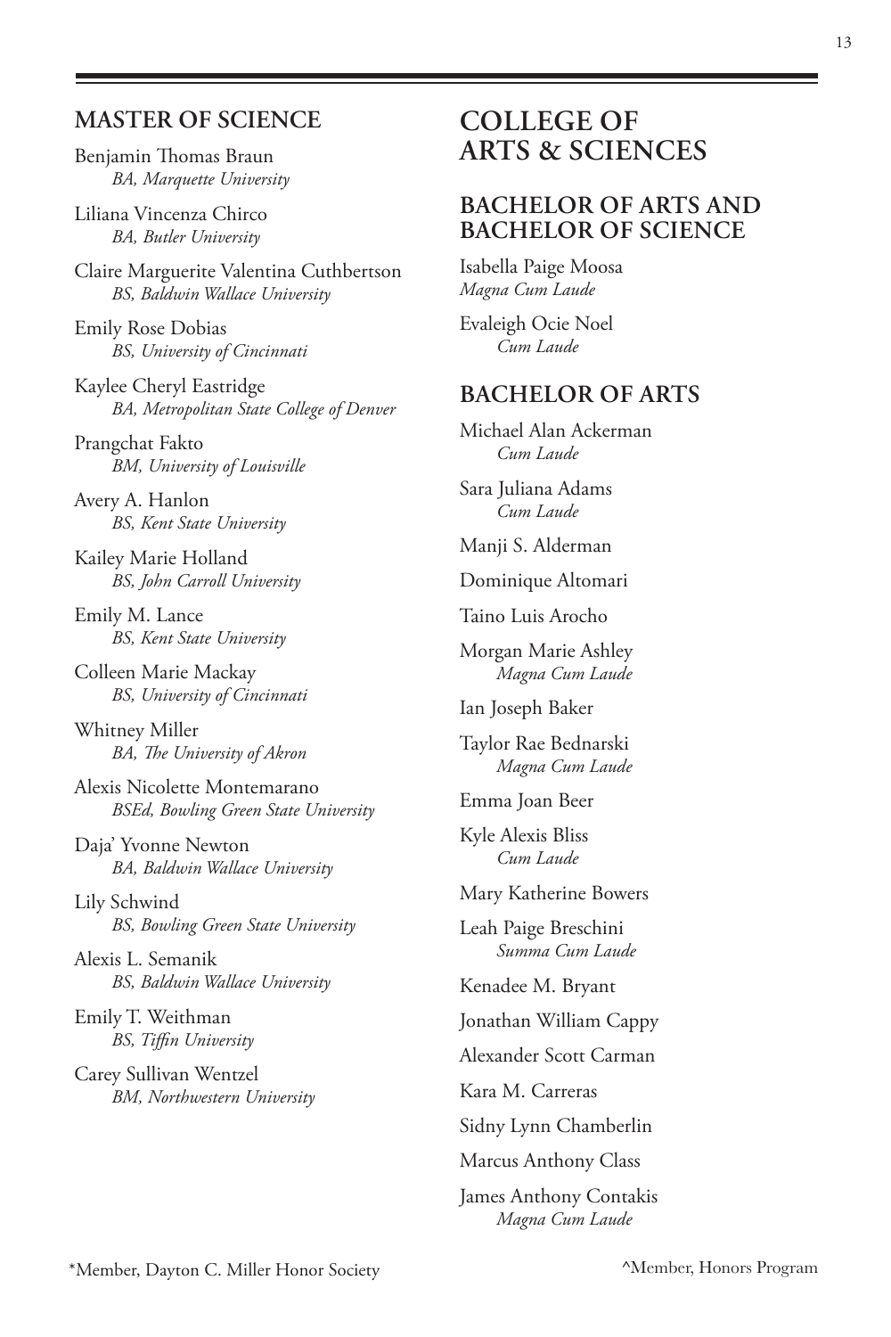## MASTER OF SCIENCE

Benjamin Thomas Braun
*BA, Marquette University*

Liliana Vincenza Chirco
*BA, Butler University*

Claire Marguerite Valentina Cuthbertson
*BS, Baldwin Wallace University*

Emily Rose Dobias
*BS, University of Cincinnati*

Kaylee Cheryl Eastridge
*BA, Metropolitan State College of Denver*

Prangchat Fakto
*BM, University of Louisville*

Avery A. Hanlon
*BS, Kent State University*

Kailey Marie Holland
*BS, John Carroll University*

Emily M. Lance
*BS, Kent State University*

Colleen Marie Mackay
*BS, University of Cincinnati*

Whitney Miller
*BA, The University of Akron*

Alexis Nicolette Montemarano
*BSEd, Bowling Green State University*

Daja' Yvonne Newton
*BA, Baldwin Wallace University*

Lily Schwind
*BS, Bowling Green State University*

Alexis L. Semanik
*BS, Baldwin Wallace University*

Emily T. Weithman
*BS, Tiffin University*

Carey Sullivan Wentzel
*BM, Northwestern University*

# COLLEGE OF ARTS & SCIENCES

## BACHELOR OF ARTS AND BACHELOR OF SCIENCE

Isabella Paige Moosa
*Magna Cum Laude*

Evaleigh Ocie Noel
*Cum Laude*

## BACHELOR OF ARTS

Michael Alan Ackerman
*Cum Laude*

Sara Juliana Adams
*Cum Laude*

Manji S. Alderman

Dominique Altomari

Taino Luis Arocho

Morgan Marie Ashley
*Magna Cum Laude*

Ian Joseph Baker

Taylor Rae Bednarski
*Magna Cum Laude*

Emma Joan Beer

Kyle Alexis Bliss
*Cum Laude*

Mary Katherine Bowers

Leah Paige Breschini
*Summa Cum Laude*

Kenadee M. Bryant

Jonathan William Cappy

Alexander Scott Carman

Kara M. Carreras

Sidny Lynn Chamberlin

Marcus Anthony Class

James Anthony Contakis
*Magna Cum Laude*

*Member, Dayton C. Miller Honor Society

^Member, Honors Program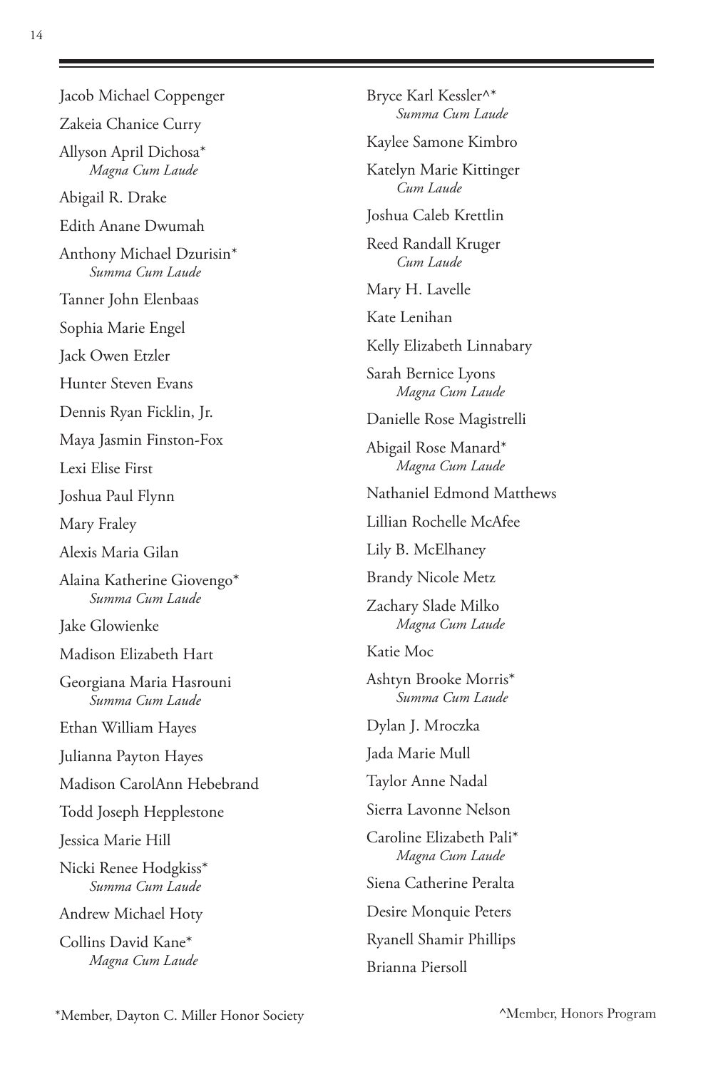Jacob Michael Coppenger

Zakeia Chanice Curry

Allyson April Dichosa*
*Magna Cum Laude*

Abigail R. Drake

Edith Anane Dwumah

Anthony Michael Dzurisin*
*Summa Cum Laude*

Tanner John Elenbaas

Sophia Marie Engel

Jack Owen Etzler

Hunter Steven Evans

Dennis Ryan Ficklin, Jr.

Maya Jasmin Finston-Fox

Lexi Elise First

Joshua Paul Flynn

Mary Fraley

Alexis Maria Gilan

Alaina Katherine Giovengo*
*Summa Cum Laude*

Jake Glowienke

Madison Elizabeth Hart

Georgiana Maria Hasrouni
*Summa Cum Laude*

Ethan William Hayes

Julianna Payton Hayes

Madison CarolAnn Hebebrand

Todd Joseph Hepplestone

Jessica Marie Hill

Nicki Renee Hodgkiss*
*Summa Cum Laude*

Andrew Michael Hoty

Collins David Kane*
*Magna Cum Laude*

Bryce Karl Kessler^*
*Summa Cum Laude*

Kaylee Samone Kimbro

Katelyn Marie Kittinger
*Cum Laude*

Joshua Caleb Krettlin

Reed Randall Kruger
*Cum Laude*

Mary H. Lavelle

Kate Lenihan

Kelly Elizabeth Linnabary

Sarah Bernice Lyons
*Magna Cum Laude*

Danielle Rose Magistrelli

Abigail Rose Manard*
*Magna Cum Laude*

Nathaniel Edmond Matthews

Lillian Rochelle McAfee

Lily B. McElhaney

Brandy Nicole Metz

Zachary Slade Milko
*Magna Cum Laude*

Katie Moc

Ashtyn Brooke Morris*
*Summa Cum Laude*

Dylan J. Mroczka

Jada Marie Mull

Taylor Anne Nadal

Sierra Lavonne Nelson

Caroline Elizabeth Pali*
*Magna Cum Laude*

Siena Catherine Peralta

Desire Monquie Peters

Ryanell Shamir Phillips

Brianna Piersoll

*Member, Dayton C. Miller Honor Society

^Member, Honors Program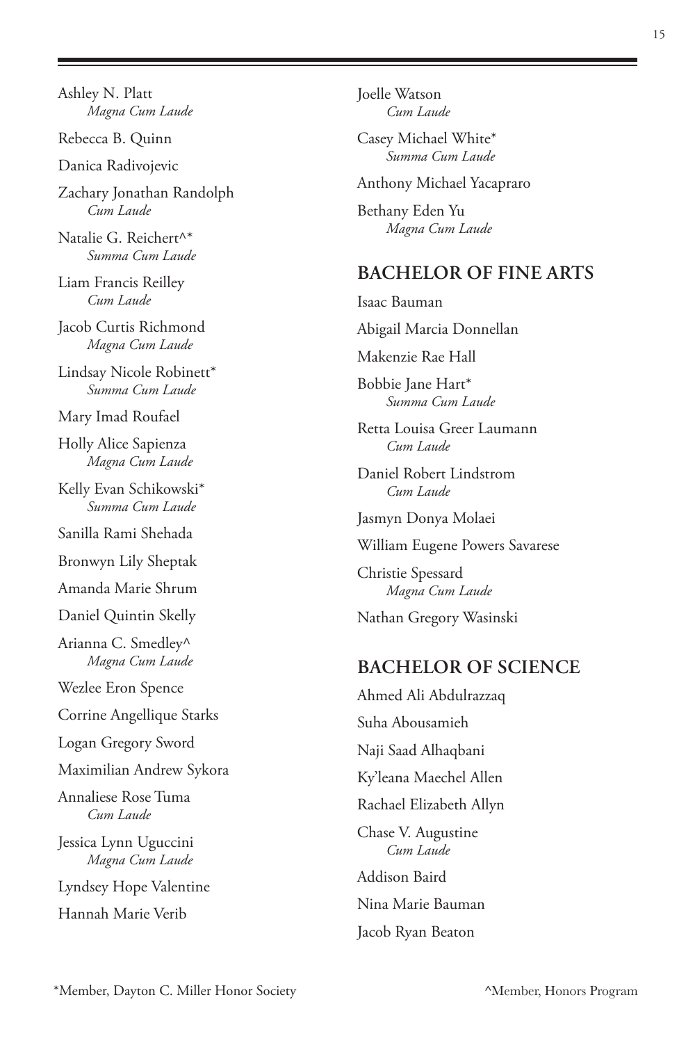Ashley N. Platt
*Magna Cum Laude*

Rebecca B. Quinn

Danica Radivojevic

Zachary Jonathan Randolph
*Cum Laude*

Natalie G. Reichert^*
*Summa Cum Laude*

Liam Francis Reilley
*Cum Laude*

Jacob Curtis Richmond
*Magna Cum Laude*

Lindsay Nicole Robinett*
*Summa Cum Laude*

Mary Imad Roufael

Holly Alice Sapienza
*Magna Cum Laude*

Kelly Evan Schikowski*
*Summa Cum Laude*

Sanilla Rami Shehada

Bronwyn Lily Sheptak

Amanda Marie Shrum

Daniel Quintin Skelly

Arianna C. Smedley^
*Magna Cum Laude*

Wezlee Eron Spence

Corrine Angellique Starks

Logan Gregory Sword

Maximilian Andrew Sykora

Annaliese Rose Tuma
*Cum Laude*

Jessica Lynn Uguccini
*Magna Cum Laude*

Lyndsey Hope Valentine

Hannah Marie Verib

Joelle Watson
*Cum Laude*

Casey Michael White*
*Summa Cum Laude*

Anthony Michael Yacapraro

Bethany Eden Yu
*Magna Cum Laude*

## BACHELOR OF FINE ARTS

Isaac Bauman

Abigail Marcia Donnellan

Makenzie Rae Hall

Bobbie Jane Hart*
*Summa Cum Laude*

Retta Louisa Greer Laumann
*Cum Laude*

Daniel Robert Lindstrom
*Cum Laude*

Jasmyn Donya Molaei

William Eugene Powers Savarese

Christie Spessard
*Magna Cum Laude*

Nathan Gregory Wasinski

## BACHELOR OF SCIENCE

Ahmed Ali Abdulrazzaq

Suha Abousamieh

Naji Saad Alhaqbani

Ky'leana Maechel Allen

Rachael Elizabeth Allyn

Chase V. Augustine
*Cum Laude*

Addison Baird

Nina Marie Bauman

Jacob Ryan Beaton

*Member, Dayton C. Miller Honor Society

^Member, Honors Program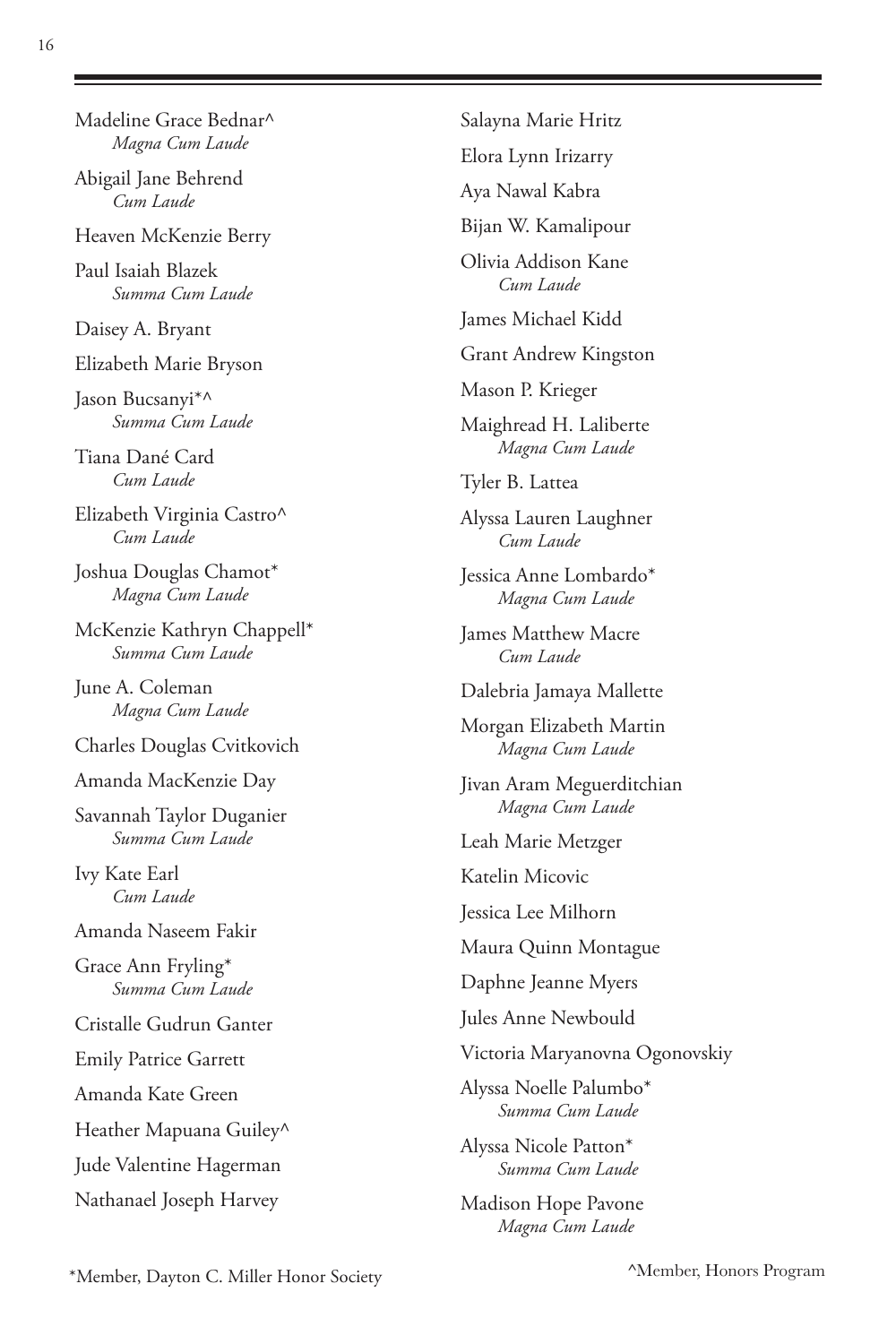Madeline Grace Bednar^
*Magna Cum Laude*

Abigail Jane Behrend
*Cum Laude*

Heaven McKenzie Berry

Paul Isaiah Blazek
*Summa Cum Laude*

Daisey A. Bryant

Elizabeth Marie Bryson

Jason Bucsanyi*^
*Summa Cum Laude*

Tiana Dané Card
*Cum Laude*

Elizabeth Virginia Castro^
*Cum Laude*

Joshua Douglas Chamot*
*Magna Cum Laude*

McKenzie Kathryn Chappell*
*Summa Cum Laude*

June A. Coleman
*Magna Cum Laude*

Charles Douglas Cvitkovich

Amanda MacKenzie Day

Savannah Taylor Duganier
*Summa Cum Laude*

Ivy Kate Earl
*Cum Laude*

Amanda Naseem Fakir

Grace Ann Fryling*
*Summa Cum Laude*

Cristalle Gudrun Ganter

Emily Patrice Garrett

Amanda Kate Green

Heather Mapuana Guiley^

Jude Valentine Hagerman

Nathanael Joseph Harvey

Salayna Marie Hritz

Elora Lynn Irizarry

Aya Nawal Kabra

Bijan W. Kamalipour

Olivia Addison Kane
*Cum Laude*

James Michael Kidd

Grant Andrew Kingston

Mason P. Krieger

Maighread H. Laliberte
*Magna Cum Laude*

Tyler B. Lattea

Alyssa Lauren Laughner
*Cum Laude*

Jessica Anne Lombardo*
*Magna Cum Laude*

James Matthew Macre
*Cum Laude*

Dalebria Jamaya Mallette

Morgan Elizabeth Martin
*Magna Cum Laude*

Jivan Aram Meguerditchian
*Magna Cum Laude*

Leah Marie Metzger

Katelin Micovic

Jessica Lee Milhorn

Maura Quinn Montague

Daphne Jeanne Myers

Jules Anne Newbould

Victoria Maryanovna Ogonovskiy

Alyssa Noelle Palumbo*
*Summa Cum Laude*

Alyssa Nicole Patton*
*Summa Cum Laude*

Madison Hope Pavone
*Magna Cum Laude*

*Member, Dayton C. Miller Honor Society

^Member, Honors Program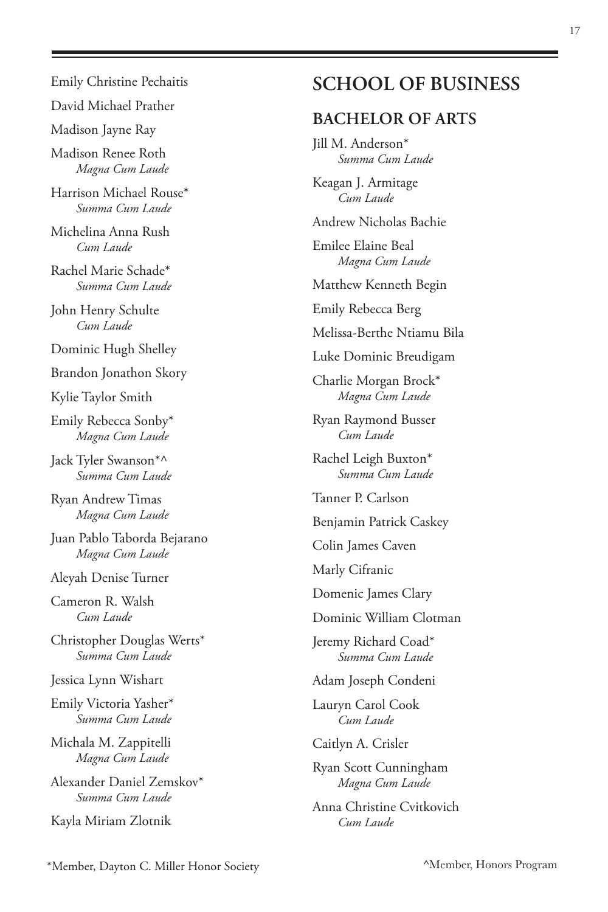Emily Christine Pechaitis

David Michael Prather

Madison Jayne Ray

Madison Renee Roth
*Magna Cum Laude*

Harrison Michael Rouse*
*Summa Cum Laude*

Michelina Anna Rush
*Cum Laude*

Rachel Marie Schade*
*Summa Cum Laude*

John Henry Schulte
*Cum Laude*

Dominic Hugh Shelley

Brandon Jonathon Skory

Kylie Taylor Smith

Emily Rebecca Sonby*
*Magna Cum Laude*

Jack Tyler Swanson*^
*Summa Cum Laude*

Ryan Andrew Timas
*Magna Cum Laude*

Juan Pablo Taborda Bejarano
*Magna Cum Laude*

Aleyah Denise Turner

Cameron R. Walsh
*Cum Laude*

Christopher Douglas Werts*
*Summa Cum Laude*

Jessica Lynn Wishart

Emily Victoria Yasher*
*Summa Cum Laude*

Michala M. Zappitelli
*Magna Cum Laude*

Alexander Daniel Zemskov*
*Summa Cum Laude*

Kayla Miriam Zlotnik

## SCHOOL OF BUSINESS

### BACHELOR OF ARTS

Jill M. Anderson*
*Summa Cum Laude*

Keagan J. Armitage
*Cum Laude*

Andrew Nicholas Bachie

Emilee Elaine Beal
*Magna Cum Laude*

Matthew Kenneth Begin

Emily Rebecca Berg

Melissa-Berthe Ntiamu Bila

Luke Dominic Breudigam

Charlie Morgan Brock*
*Magna Cum Laude*

Ryan Raymond Busser
*Cum Laude*

Rachel Leigh Buxton*
*Summa Cum Laude*

Tanner P. Carlson

Benjamin Patrick Caskey

Colin James Caven

Marly Cifranic

Domenic James Clary

Dominic William Clotman

Jeremy Richard Coad*
*Summa Cum Laude*

Adam Joseph Condeni

Lauryn Carol Cook
*Cum Laude*

Caitlyn A. Crisler

Ryan Scott Cunningham
*Magna Cum Laude*

Anna Christine Cvitkovich
*Cum Laude*

*Member, Dayton C. Miller Honor Society

^Member, Honors Program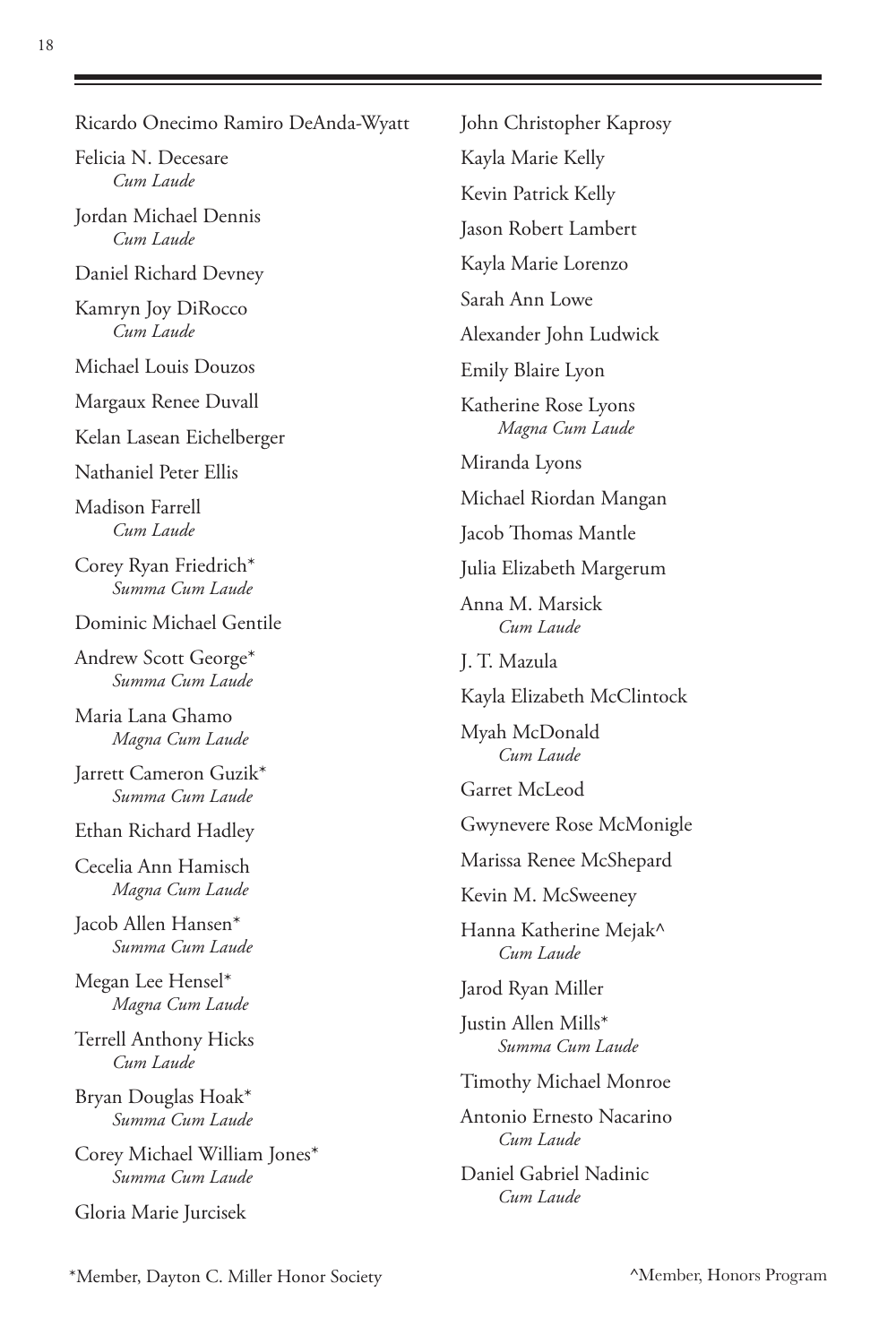Ricardo Onecimo Ramiro DeAnda-Wyatt

Felicia N. Decesare
*Cum Laude*

Jordan Michael Dennis
*Cum Laude*

Daniel Richard Devney

Kamryn Joy DiRocco
*Cum Laude*

Michael Louis Douzos

Margaux Renee Duvall

Kelan Lasean Eichelberger

Nathaniel Peter Ellis

Madison Farrell
*Cum Laude*

Corey Ryan Friedrich*
*Summa Cum Laude*

Dominic Michael Gentile

Andrew Scott George*
*Summa Cum Laude*

Maria Lana Ghamo
*Magna Cum Laude*

Jarrett Cameron Guzik*
*Summa Cum Laude*

Ethan Richard Hadley

Cecelia Ann Hamisch
*Magna Cum Laude*

Jacob Allen Hansen*
*Summa Cum Laude*

Megan Lee Hensel*
*Magna Cum Laude*

Terrell Anthony Hicks
*Cum Laude*

Bryan Douglas Hoak*
*Summa Cum Laude*

Corey Michael William Jones*
*Summa Cum Laude*

Gloria Marie Jurcisek

John Christopher Kaprosy

Kayla Marie Kelly

Kevin Patrick Kelly

Jason Robert Lambert

Kayla Marie Lorenzo

Sarah Ann Lowe

Alexander John Ludwick

Emily Blaire Lyon

Katherine Rose Lyons
*Magna Cum Laude*

Miranda Lyons

Michael Riordan Mangan

Jacob Thomas Mantle

Julia Elizabeth Margerum

Anna M. Marsick
*Cum Laude*

J. T. Mazula

Kayla Elizabeth McClintock

Myah McDonald
*Cum Laude*

Garret McLeod

Gwynevere Rose McMonigle

Marissa Renee McShepard

Kevin M. McSweeney

Hanna Katherine Mejak^
*Cum Laude*

Jarod Ryan Miller

Justin Allen Mills*
*Summa Cum Laude*

Timothy Michael Monroe

Antonio Ernesto Nacarino
*Cum Laude*

Daniel Gabriel Nadinic
*Cum Laude*

*Member, Dayton C. Miller Honor Society

^Member, Honors Program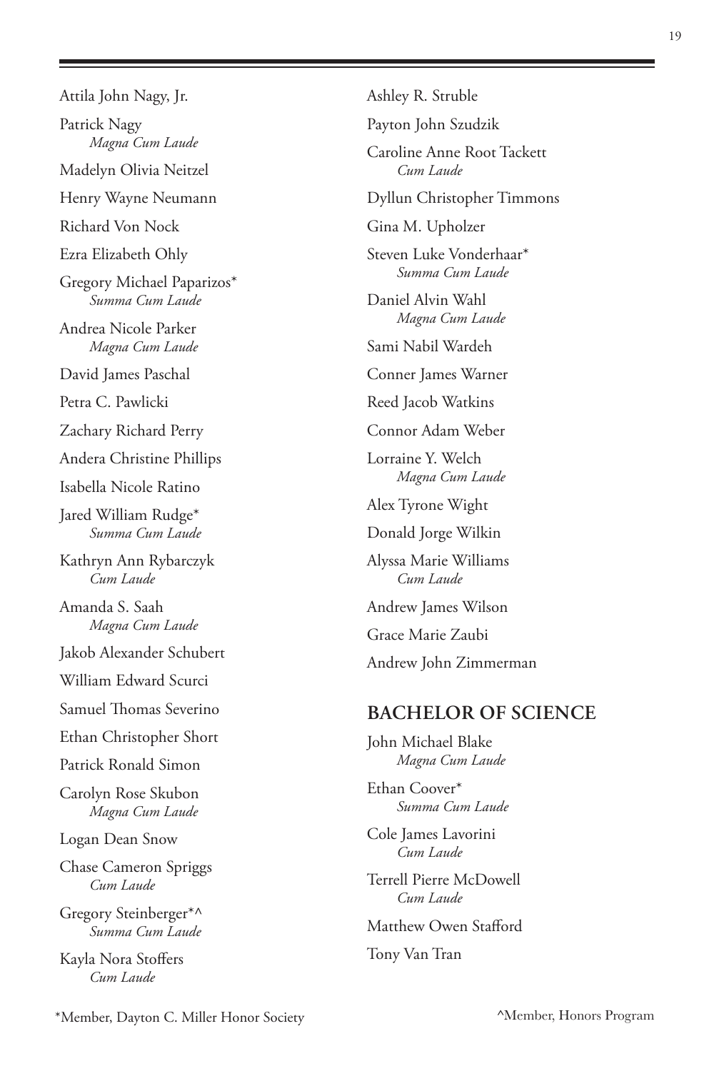Attila John Nagy, Jr.

Patrick Nagy
*Magna Cum Laude*

Madelyn Olivia Neitzel

Henry Wayne Neumann

Richard Von Nock

Ezra Elizabeth Ohly

Gregory Michael Paparizos*
*Summa Cum Laude*

Andrea Nicole Parker
*Magna Cum Laude*

David James Paschal

Petra C. Pawlicki

Zachary Richard Perry

Andera Christine Phillips

Isabella Nicole Ratino

Jared William Rudge*
*Summa Cum Laude*

Kathryn Ann Rybarczyk
*Cum Laude*

Amanda S. Saah
*Magna Cum Laude*

Jakob Alexander Schubert

William Edward Scurci

Samuel Thomas Severino

Ethan Christopher Short

Patrick Ronald Simon

Carolyn Rose Skubon
*Magna Cum Laude*

Logan Dean Snow

Chase Cameron Spriggs
*Cum Laude*

Gregory Steinberger*^
*Summa Cum Laude*

Kayla Nora Stoffers
*Cum Laude*

Ashley R. Struble

Payton John Szudzik

Caroline Anne Root Tackett
*Cum Laude*

Dyllun Christopher Timmons

Gina M. Upholzer

Steven Luke Vonderhaar*
*Summa Cum Laude*

Daniel Alvin Wahl
*Magna Cum Laude*

Sami Nabil Wardeh

Conner James Warner

Reed Jacob Watkins

Connor Adam Weber

Lorraine Y. Welch
*Magna Cum Laude*

Alex Tyrone Wight

Donald Jorge Wilkin

Alyssa Marie Williams
*Cum Laude*

Andrew James Wilson

Grace Marie Zaubi

Andrew John Zimmerman

## BACHELOR OF SCIENCE

John Michael Blake
*Magna Cum Laude*

Ethan Coover*
*Summa Cum Laude*

Cole James Lavorini
*Cum Laude*

Terrell Pierre McDowell
*Cum Laude*

Matthew Owen Stafford

Tony Van Tran

*Member, Dayton C. Miller Honor Society

^Member, Honors Program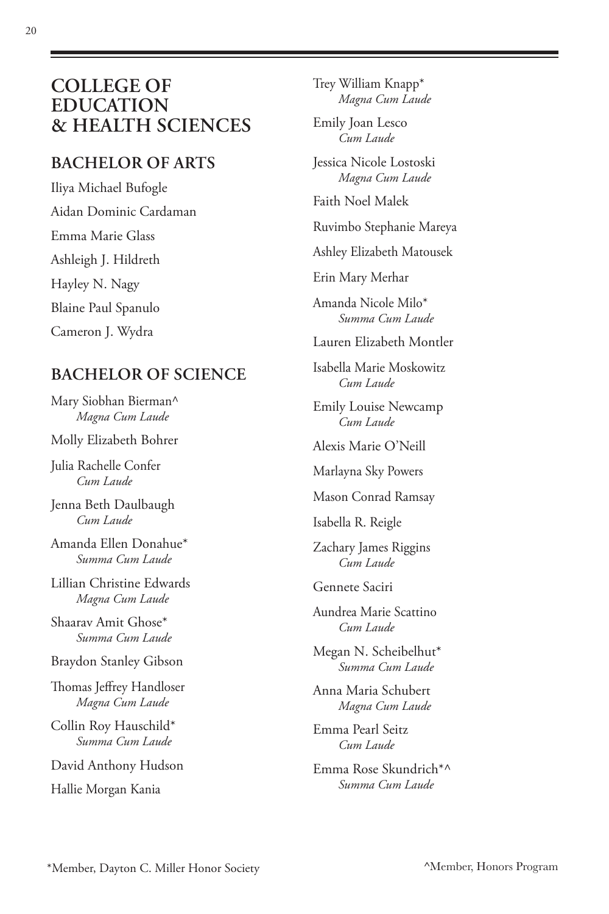# COLLEGE OF EDUCATION & HEALTH SCIENCES

## BACHELOR OF ARTS

Iliya Michael Bufogle

Aidan Dominic Cardaman

Emma Marie Glass

Ashleigh J. Hildreth

Hayley N. Nagy

Blaine Paul Spanulo

Cameron J. Wydra

## BACHELOR OF SCIENCE

Mary Siobhan Bierman^
*Magna Cum Laude*

Molly Elizabeth Bohrer

Julia Rachelle Confer
*Cum Laude*

Jenna Beth Daulbaugh
*Cum Laude*

Amanda Ellen Donahue*
*Summa Cum Laude*

Lillian Christine Edwards
*Magna Cum Laude*

Shaarav Amit Ghose*
*Summa Cum Laude*

Braydon Stanley Gibson

Thomas Jeffrey Handloser
*Magna Cum Laude*

Collin Roy Hauschild*
*Summa Cum Laude*

David Anthony Hudson

Hallie Morgan Kania

Trey William Knapp*
*Magna Cum Laude*

Emily Joan Lesco
*Cum Laude*

Jessica Nicole Lostoski
*Magna Cum Laude*

Faith Noel Malek

Ruvimbo Stephanie Mareya

Ashley Elizabeth Matousek

Erin Mary Merhar

Amanda Nicole Milo*
*Summa Cum Laude*

Lauren Elizabeth Montler

Isabella Marie Moskowitz
*Cum Laude*

Emily Louise Newcamp
*Cum Laude*

Alexis Marie O'Neill

Marlayna Sky Powers

Mason Conrad Ramsay

Isabella R. Reigle

Zachary James Riggins
*Cum Laude*

Gennete Saciri

Aundrea Marie Scattino
*Cum Laude*

Megan N. Scheibelhut*
*Summa Cum Laude*

Anna Maria Schubert
*Magna Cum Laude*

Emma Pearl Seitz
*Cum Laude*

Emma Rose Skundrich*^
*Summa Cum Laude*

*Member, Dayton C. Miller Honor Society

^Member, Honors Program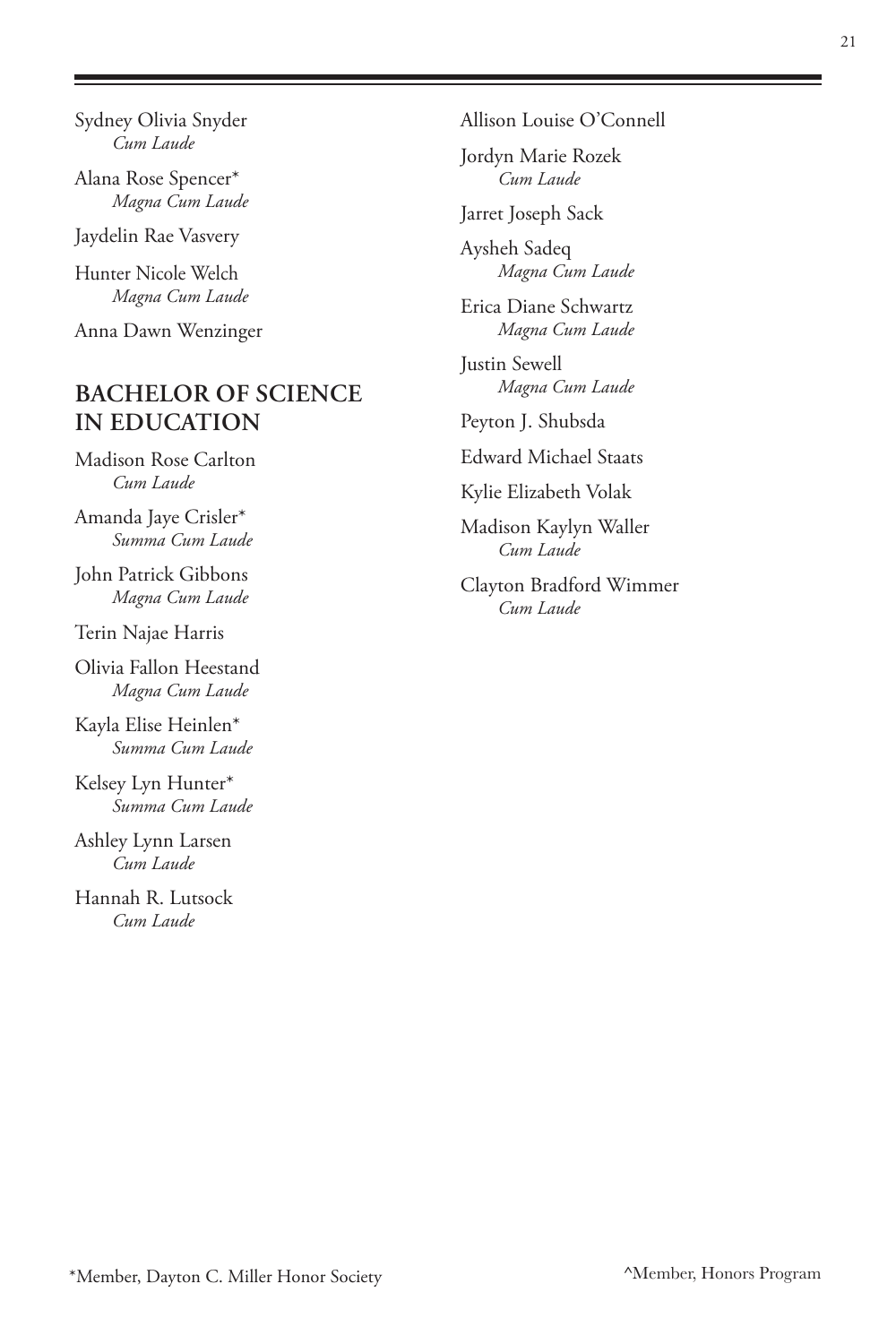Sydney Olivia Snyder
*Cum Laude*

Alana Rose Spencer*
*Magna Cum Laude*

Jaydelin Rae Vasvery

Hunter Nicole Welch
*Magna Cum Laude*

Anna Dawn Wenzinger

## BACHELOR OF SCIENCE IN EDUCATION

Madison Rose Carlton
*Cum Laude*

Amanda Jaye Crisler*
*Summa Cum Laude*

John Patrick Gibbons
*Magna Cum Laude*

Terin Najae Harris

Olivia Fallon Heestand
*Magna Cum Laude*

Kayla Elise Heinlen*
*Summa Cum Laude*

Kelsey Lyn Hunter*
*Summa Cum Laude*

Ashley Lynn Larsen
*Cum Laude*

Hannah R. Lutsock
*Cum Laude*

Allison Louise O'Connell

Jordyn Marie Rozek
*Cum Laude*

Jarret Joseph Sack

Aysheh Sadeq
*Magna Cum Laude*

Erica Diane Schwartz
*Magna Cum Laude*

Justin Sewell
*Magna Cum Laude*

Peyton J. Shubsda

Edward Michael Staats

Kylie Elizabeth Volak

Madison Kaylyn Waller
*Cum Laude*

Clayton Bradford Wimmer
*Cum Laude*

*Member, Dayton C. Miller Honor Society

^Member, Honors Program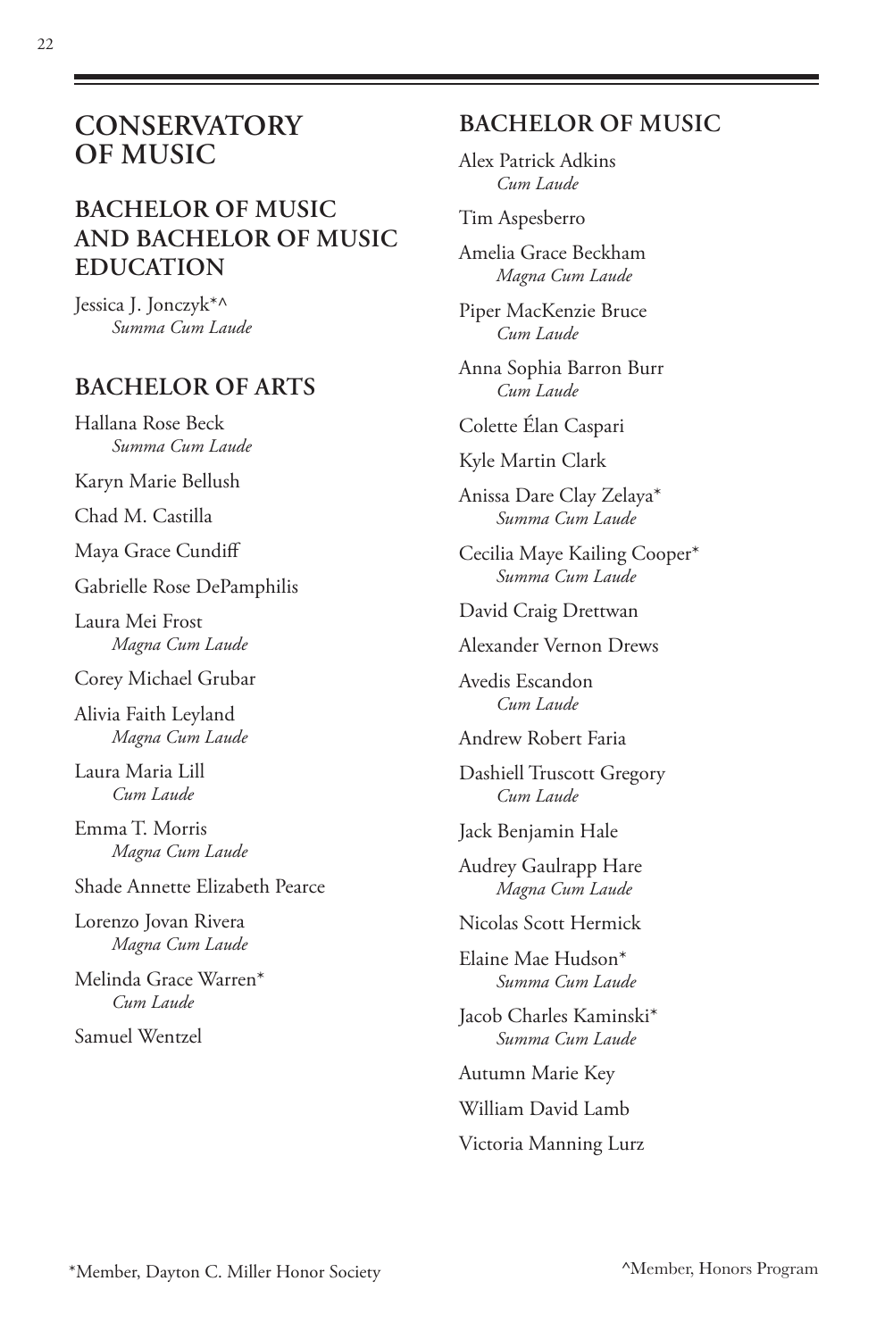# CONSERVATORY OF MUSIC

## BACHELOR OF MUSIC AND BACHELOR OF MUSIC EDUCATION

Jessica J. Jonczyk*^
*Summa Cum Laude*

## BACHELOR OF ARTS

Hallana Rose Beck
*Summa Cum Laude*

Karyn Marie Bellush

Chad M. Castilla

Maya Grace Cundiff

Gabrielle Rose DePamphilis

Laura Mei Frost
*Magna Cum Laude*

Corey Michael Grubar

Alivia Faith Leyland
*Magna Cum Laude*

Laura Maria Lill
*Cum Laude*

Emma T. Morris
*Magna Cum Laude*

Shade Annette Elizabeth Pearce

Lorenzo Jovan Rivera
*Magna Cum Laude*

Melinda Grace Warren*
*Cum Laude*

Samuel Wentzel

## BACHELOR OF MUSIC

Alex Patrick Adkins
*Cum Laude*

Tim Aspesberro

Amelia Grace Beckham
*Magna Cum Laude*

Piper MacKenzie Bruce
*Cum Laude*

Anna Sophia Barron Burr
*Cum Laude*

Colette Élan Caspari

Kyle Martin Clark

Anissa Dare Clay Zelaya*
*Summa Cum Laude*

Cecilia Maye Kailing Cooper*
*Summa Cum Laude*

David Craig Drettwan

Alexander Vernon Drews

Avedis Escandon
*Cum Laude*

Andrew Robert Faria

Dashiell Truscott Gregory
*Cum Laude*

Jack Benjamin Hale

Audrey Gaulrapp Hare
*Magna Cum Laude*

Nicolas Scott Hermick

Elaine Mae Hudson*
*Summa Cum Laude*

Jacob Charles Kaminski*
*Summa Cum Laude*

Autumn Marie Key

William David Lamb

Victoria Manning Lurz

*Member, Dayton C. Miller Honor Society

^Member, Honors Program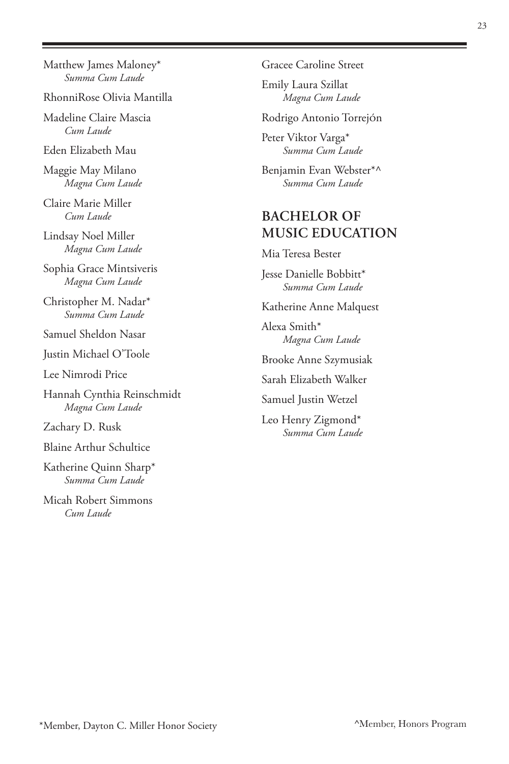Matthew James Maloney*
*Summa Cum Laude*

RhonniRose Olivia Mantilla

Madeline Claire Mascia
*Cum Laude*

Eden Elizabeth Mau

Maggie May Milano
*Magna Cum Laude*

Claire Marie Miller
*Cum Laude*

Lindsay Noel Miller
*Magna Cum Laude*

Sophia Grace Mintsiveris
*Magna Cum Laude*

Christopher M. Nadar*
*Summa Cum Laude*

Samuel Sheldon Nasar

Justin Michael O'Toole

Lee Nimrodi Price

Hannah Cynthia Reinschmidt
*Magna Cum Laude*

Zachary D. Rusk

Blaine Arthur Schultice

Katherine Quinn Sharp*
*Summa Cum Laude*

Micah Robert Simmons
*Cum Laude*

Gracee Caroline Street

Emily Laura Szillat
*Magna Cum Laude*

Rodrigo Antonio Torrejón

Peter Viktor Varga*
*Summa Cum Laude*

Benjamin Evan Webster*^
*Summa Cum Laude*

## BACHELOR OF MUSIC EDUCATION

Mia Teresa Bester

Jesse Danielle Bobbitt*
*Summa Cum Laude*

Katherine Anne Malquest

Alexa Smith*
*Magna Cum Laude*

Brooke Anne Szymusiak

Sarah Elizabeth Walker

Samuel Justin Wetzel

Leo Henry Zigmond*
*Summa Cum Laude*

*Member, Dayton C. Miller Honor Society

^Member, Honors Program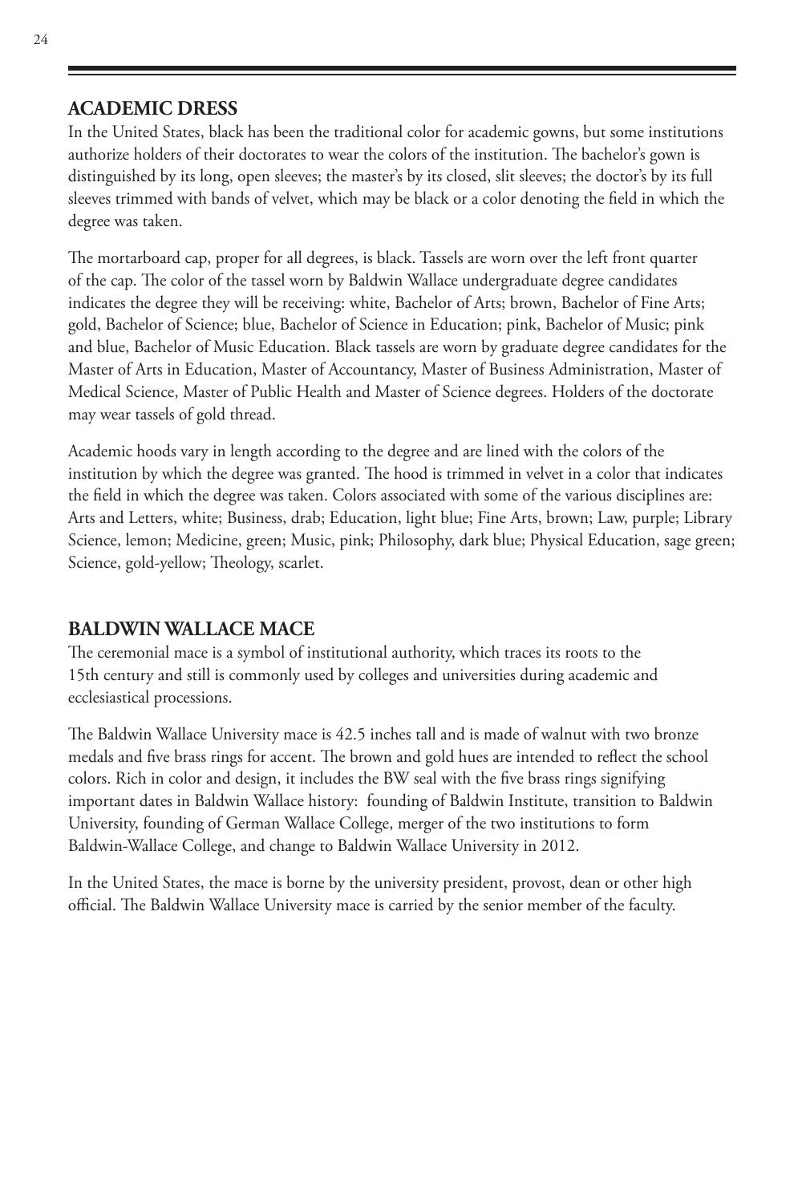## ACADEMIC DRESS

In the United States, black has been the traditional color for academic gowns, but some institutions authorize holders of their doctorates to wear the colors of the institution. The bachelor's gown is distinguished by its long, open sleeves; the master's by its closed, slit sleeves; the doctor's by its full sleeves trimmed with bands of velvet, which may be black or a color denoting the field in which the degree was taken.

The mortarboard cap, proper for all degrees, is black. Tassels are worn over the left front quarter of the cap. The color of the tassel worn by Baldwin Wallace undergraduate degree candidates indicates the degree they will be receiving: white, Bachelor of Arts; brown, Bachelor of Fine Arts; gold, Bachelor of Science; blue, Bachelor of Science in Education; pink, Bachelor of Music; pink and blue, Bachelor of Music Education. Black tassels are worn by graduate degree candidates for the Master of Arts in Education, Master of Accountancy, Master of Business Administration, Master of Medical Science, Master of Public Health and Master of Science degrees. Holders of the doctorate may wear tassels of gold thread.

Academic hoods vary in length according to the degree and are lined with the colors of the institution by which the degree was granted. The hood is trimmed in velvet in a color that indicates the field in which the degree was taken. Colors associated with some of the various disciplines are: Arts and Letters, white; Business, drab; Education, light blue; Fine Arts, brown; Law, purple; Library Science, lemon; Medicine, green; Music, pink; Philosophy, dark blue; Physical Education, sage green; Science, gold-yellow; Theology, scarlet.

## BALDWIN WALLACE MACE

The ceremonial mace is a symbol of institutional authority, which traces its roots to the 15th century and still is commonly used by colleges and universities during academic and ecclesiastical processions.

The Baldwin Wallace University mace is 42.5 inches tall and is made of walnut with two bronze medals and five brass rings for accent. The brown and gold hues are intended to reflect the school colors. Rich in color and design, it includes the BW seal with the five brass rings signifying important dates in Baldwin Wallace history: founding of Baldwin Institute, transition to Baldwin University, founding of German Wallace College, merger of the two institutions to form Baldwin-Wallace College, and change to Baldwin Wallace University in 2012.

In the United States, the mace is borne by the university president, provost, dean or other high official. The Baldwin Wallace University mace is carried by the senior member of the faculty.